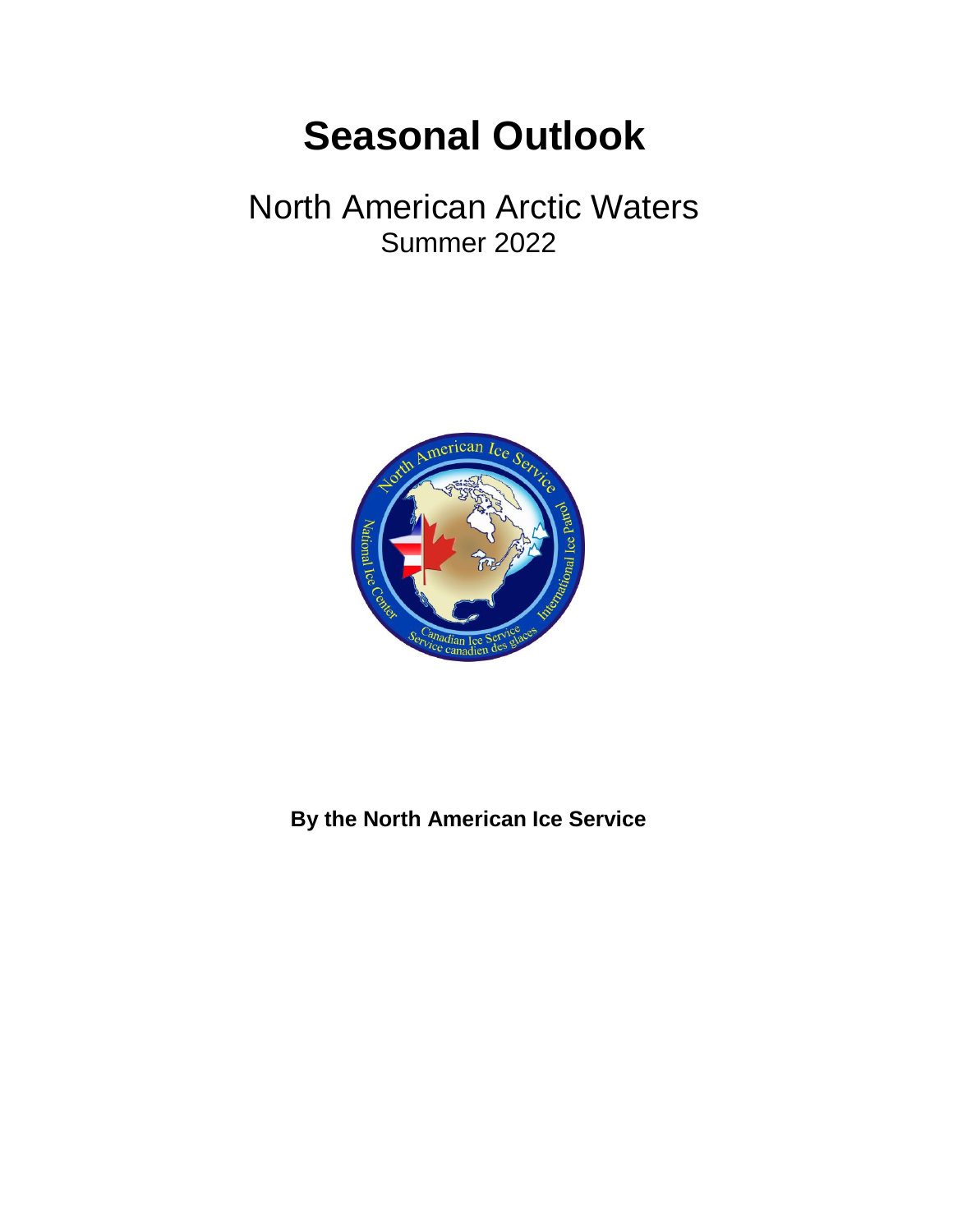# Seasonal Outlook

North American Arctic Waters
Summer 2022

**By the North American Ice Service**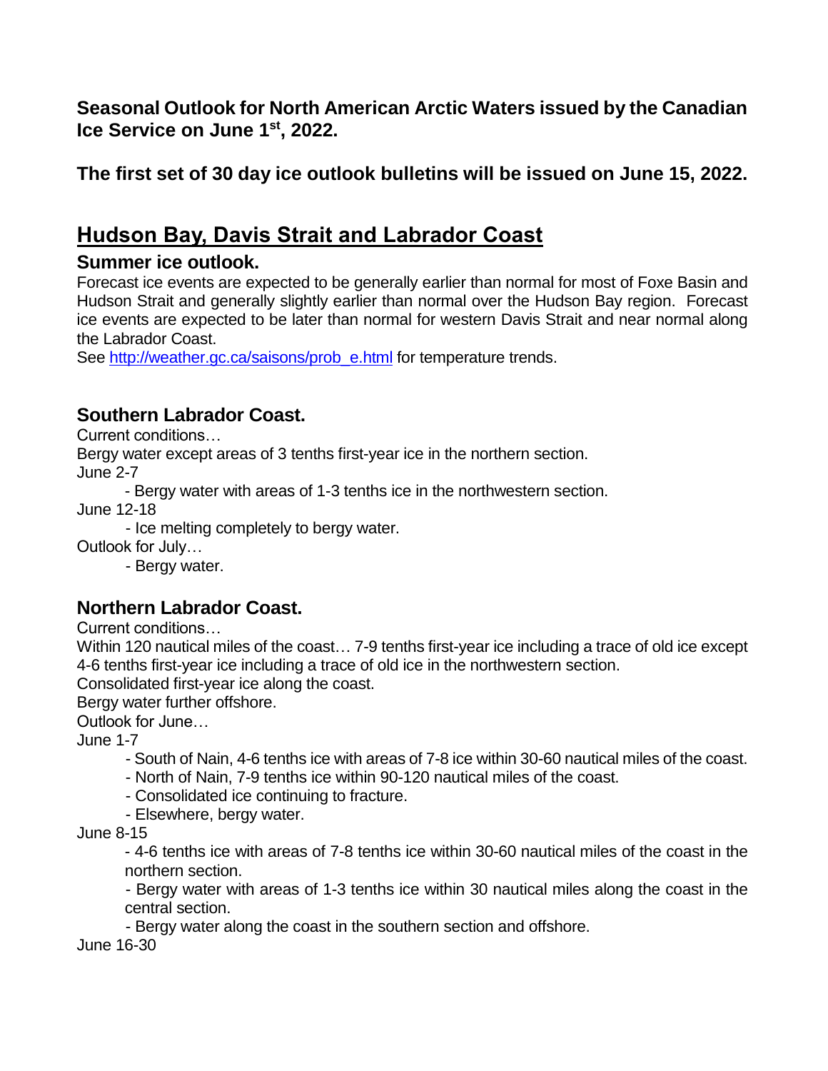**Seasonal Outlook for North American Arctic Waters issued by the Canadian Ice Service on June 1st, 2022.**

**The first set of 30 day ice outlook bulletins will be issued on June 15, 2022.**

# Hudson Bay, Davis Strait and Labrador Coast

### Summer ice outlook.

Forecast ice events are expected to be generally earlier than normal for most of Foxe Basin and Hudson Strait and generally slightly earlier than normal over the Hudson Bay region. Forecast ice events are expected to be later than normal for western Davis Strait and near normal along the Labrador Coast.

See [http://weather.gc.ca/saisons/prob_e.html](http://weather.gc.ca/saisons/prob_e.html) for temperature trends.

### Southern Labrador Coast.

Current conditions…

Bergy water except areas of 3 tenths first-year ice in the northern section.

June 2-7

- Bergy water with areas of 1-3 tenths ice in the northwestern section.

June 12-18

- Ice melting completely to bergy water.

Outlook for July…

- Bergy water.

### Northern Labrador Coast.

Current conditions…

Within 120 nautical miles of the coast… 7-9 tenths first-year ice including a trace of old ice except 4-6 tenths first-year ice including a trace of old ice in the northwestern section.

Consolidated first-year ice along the coast.

Bergy water further offshore.

Outlook for June…

June 1-7

- South of Nain, 4-6 tenths ice with areas of 7-8 ice within 30-60 nautical miles of the coast.
- North of Nain, 7-9 tenths ice within 90-120 nautical miles of the coast.
- Consolidated ice continuing to fracture.
- Elsewhere, bergy water.

June 8-15

- 4-6 tenths ice with areas of 7-8 tenths ice within 30-60 nautical miles of the coast in the northern section.
- Bergy water with areas of 1-3 tenths ice within 30 nautical miles along the coast in the central section.
- Bergy water along the coast in the southern section and offshore.

June 16-30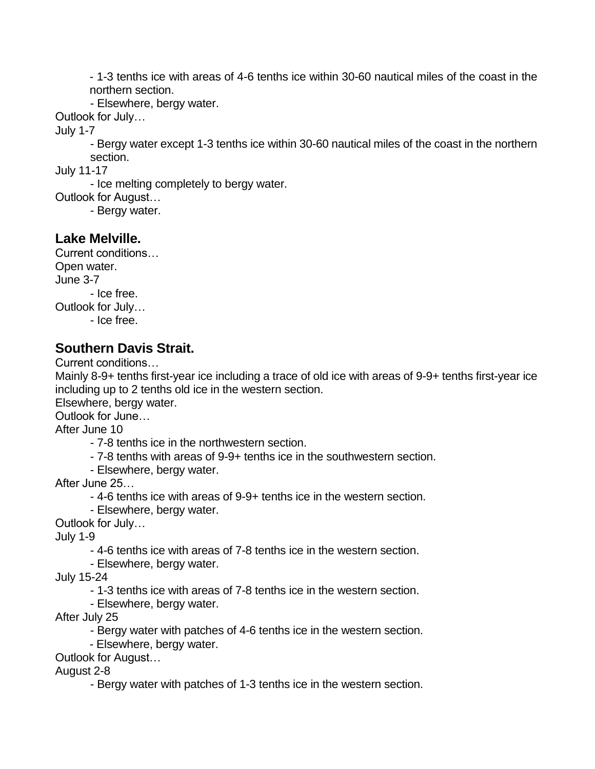- 1-3 tenths ice with areas of 4-6 tenths ice within 30-60 nautical miles of the coast in the northern section.
- Elsewhere, bergy water.

Outlook for July…

July 1-7

- Bergy water except 1-3 tenths ice within 30-60 nautical miles of the coast in the northern section.

July 11-17

- Ice melting completely to bergy water.

Outlook for August…

- Bergy water.

## Lake Melville.

Current conditions…

Open water.

June 3-7

- Ice free.

Outlook for July…

- Ice free.

## Southern Davis Strait.

Current conditions…

Mainly 8-9+ tenths first-year ice including a trace of old ice with areas of 9-9+ tenths first-year ice including up to 2 tenths old ice in the western section.

Elsewhere, bergy water.

Outlook for June…

After June 10

- 7-8 tenths ice in the northwestern section.
- 7-8 tenths with areas of 9-9+ tenths ice in the southwestern section.
- Elsewhere, bergy water.

After June 25…

- 4-6 tenths ice with areas of 9-9+ tenths ice in the western section.
- Elsewhere, bergy water.

Outlook for July…

July 1-9

- 4-6 tenths ice with areas of 7-8 tenths ice in the western section.
- Elsewhere, bergy water.

July 15-24

- 1-3 tenths ice with areas of 7-8 tenths ice in the western section.
- Elsewhere, bergy water.

After July 25

- Bergy water with patches of 4-6 tenths ice in the western section.
- Elsewhere, bergy water.

Outlook for August…

August 2-8

- Bergy water with patches of 1-3 tenths ice in the western section.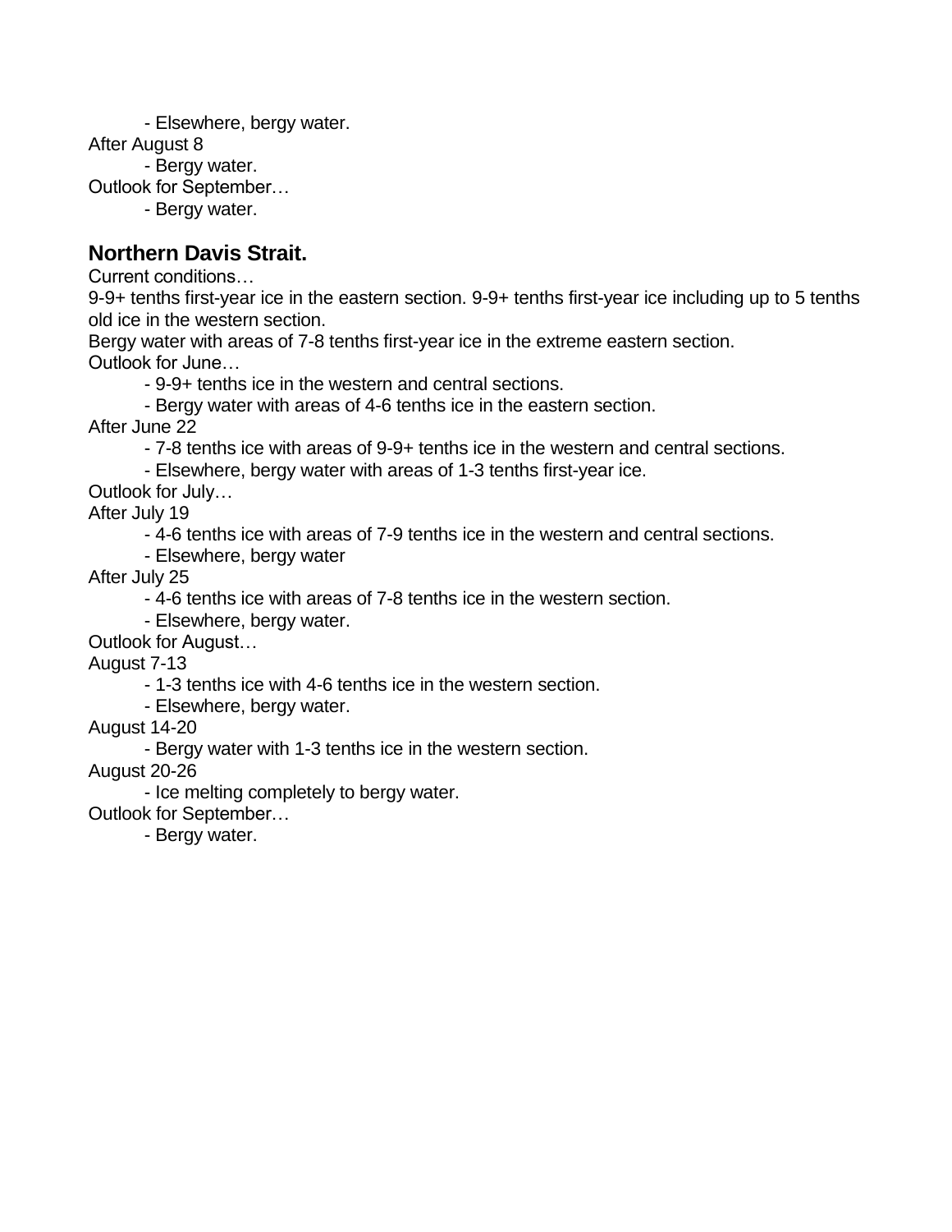- Elsewhere, bergy water.

After August 8

- Bergy water.

Outlook for September…

- Bergy water.

## Northern Davis Strait.

Current conditions…

9-9+ tenths first-year ice in the eastern section. 9-9+ tenths first-year ice including up to 5 tenths old ice in the western section.

Bergy water with areas of 7-8 tenths first-year ice in the extreme eastern section.

Outlook for June…

- 9-9+ tenths ice in the western and central sections.
- Bergy water with areas of 4-6 tenths ice in the eastern section.

After June 22

- 7-8 tenths ice with areas of 9-9+ tenths ice in the western and central sections.
- Elsewhere, bergy water with areas of 1-3 tenths first-year ice.

Outlook for July…

After July 19

- 4-6 tenths ice with areas of 7-9 tenths ice in the western and central sections.
- Elsewhere, bergy water

After July 25

- 4-6 tenths ice with areas of 7-8 tenths ice in the western section.
- Elsewhere, bergy water.

Outlook for August…

August 7-13

- 1-3 tenths ice with 4-6 tenths ice in the western section.
- Elsewhere, bergy water.

August 14-20

- Bergy water with 1-3 tenths ice in the western section.

August 20-26

- Ice melting completely to bergy water.

Outlook for September…

- Bergy water.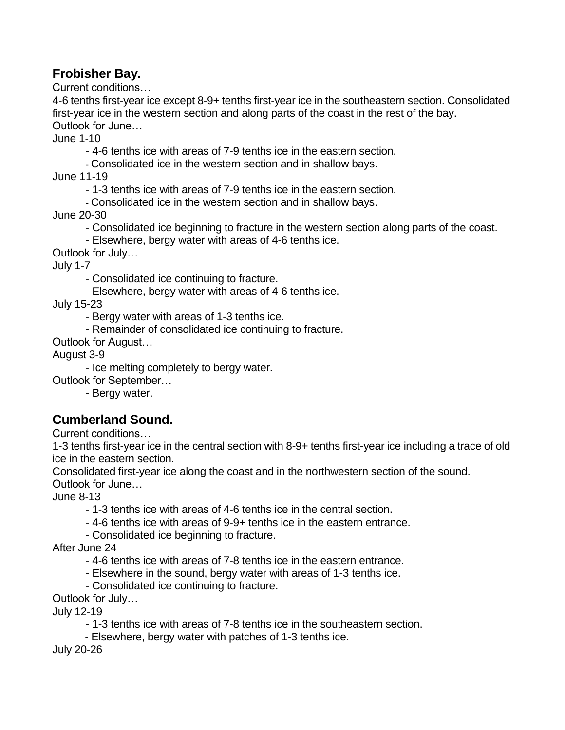## Frobisher Bay.

Current conditions…

4-6 tenths first-year ice except 8-9+ tenths first-year ice in the southeastern section. Consolidated first-year ice in the western section and along parts of the coast in the rest of the bay.

Outlook for June…

June 1-10

- 4-6 tenths ice with areas of 7-9 tenths ice in the eastern section.
- Consolidated ice in the western section and in shallow bays.

June 11-19

- 1-3 tenths ice with areas of 7-9 tenths ice in the eastern section.
- Consolidated ice in the western section and in shallow bays.

June 20-30

- Consolidated ice beginning to fracture in the western section along parts of the coast.
- Elsewhere, bergy water with areas of 4-6 tenths ice.

Outlook for July…

July 1-7

- Consolidated ice continuing to fracture.
- Elsewhere, bergy water with areas of 4-6 tenths ice.

July 15-23

- Bergy water with areas of 1-3 tenths ice.
- Remainder of consolidated ice continuing to fracture.

Outlook for August…

August 3-9

- Ice melting completely to bergy water.

Outlook for September…

- Bergy water.

## Cumberland Sound.

Current conditions…

1-3 tenths first-year ice in the central section with 8-9+ tenths first-year ice including a trace of old ice in the eastern section.

Consolidated first-year ice along the coast and in the northwestern section of the sound.

Outlook for June…

June 8-13

- 1-3 tenths ice with areas of 4-6 tenths ice in the central section.
- 4-6 tenths ice with areas of 9-9+ tenths ice in the eastern entrance.
- Consolidated ice beginning to fracture.

After June 24

- 4-6 tenths ice with areas of 7-8 tenths ice in the eastern entrance.
- Elsewhere in the sound, bergy water with areas of 1-3 tenths ice.
- Consolidated ice continuing to fracture.

Outlook for July…

July 12-19

- 1-3 tenths ice with areas of 7-8 tenths ice in the southeastern section.
- Elsewhere, bergy water with patches of 1-3 tenths ice.

July 20-26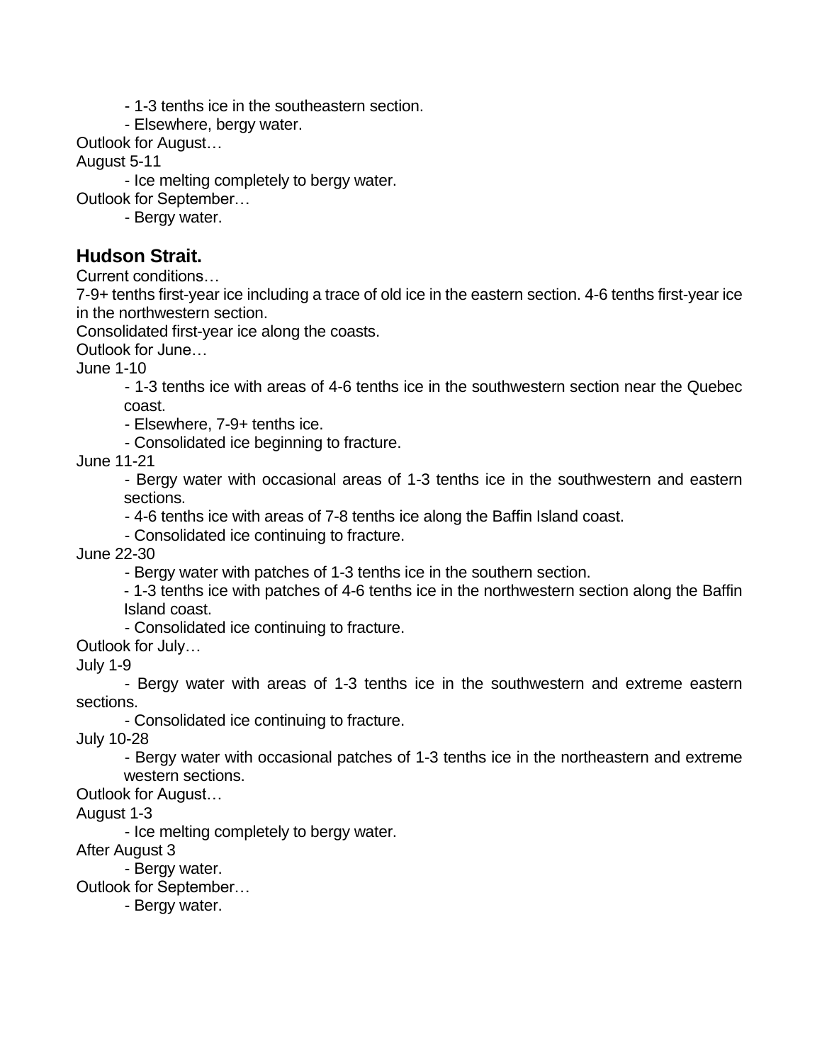- 1-3 tenths ice in the southeastern section.
- Elsewhere, bergy water.

Outlook for August…

August 5-11

- Ice melting completely to bergy water.

Outlook for September…

- Bergy water.

## Hudson Strait.

Current conditions…

7-9+ tenths first-year ice including a trace of old ice in the eastern section. 4-6 tenths first-year ice in the northwestern section.

Consolidated first-year ice along the coasts.

Outlook for June…

June 1-10

- 1-3 tenths ice with areas of 4-6 tenths ice in the southwestern section near the Quebec coast.
- Elsewhere, 7-9+ tenths ice.
- Consolidated ice beginning to fracture.

June 11-21

- Bergy water with occasional areas of 1-3 tenths ice in the southwestern and eastern sections.
- 4-6 tenths ice with areas of 7-8 tenths ice along the Baffin Island coast.
- Consolidated ice continuing to fracture.

June 22-30

- Bergy water with patches of 1-3 tenths ice in the southern section.
- 1-3 tenths ice with patches of 4-6 tenths ice in the northwestern section along the Baffin Island coast.
- Consolidated ice continuing to fracture.

Outlook for July…

July 1-9

- Bergy water with areas of 1-3 tenths ice in the southwestern and extreme eastern sections.
- Consolidated ice continuing to fracture.

July 10-28

- Bergy water with occasional patches of 1-3 tenths ice in the northeastern and extreme western sections.

Outlook for August…

August 1-3

- Ice melting completely to bergy water.

After August 3

- Bergy water.

Outlook for September…

- Bergy water.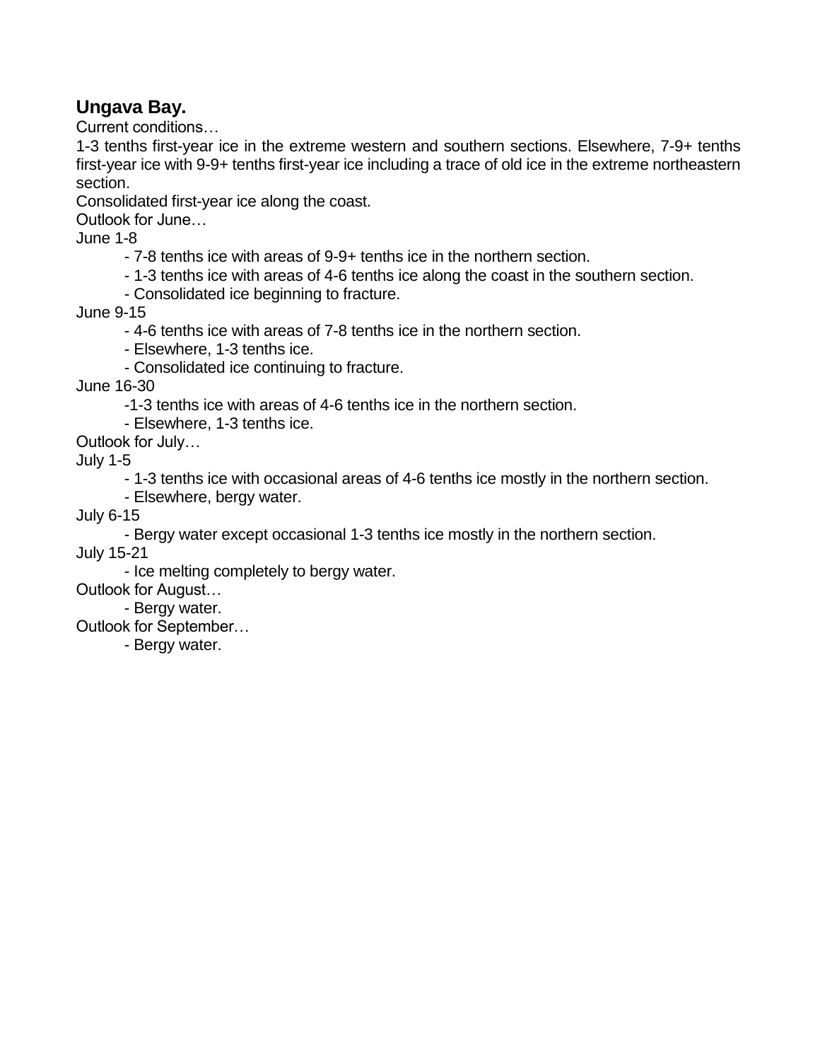## Ungava Bay.

Current conditions…

1-3 tenths first-year ice in the extreme western and southern sections. Elsewhere, 7-9+ tenths first-year ice with 9-9+ tenths first-year ice including a trace of old ice in the extreme northeastern section.

Consolidated first-year ice along the coast.

Outlook for June…

June 1-8

- 7-8 tenths ice with areas of 9-9+ tenths ice in the northern section.
- 1-3 tenths ice with areas of 4-6 tenths ice along the coast in the southern section.
- Consolidated ice beginning to fracture.

June 9-15

- 4-6 tenths ice with areas of 7-8 tenths ice in the northern section.
- Elsewhere, 1-3 tenths ice.
- Consolidated ice continuing to fracture.

June 16-30

- 1-3 tenths ice with areas of 4-6 tenths ice in the northern section.
- Elsewhere, 1-3 tenths ice.

Outlook for July…

July 1-5

- 1-3 tenths ice with occasional areas of 4-6 tenths ice mostly in the northern section.
- Elsewhere, bergy water.

July 6-15

- Bergy water except occasional 1-3 tenths ice mostly in the northern section.

July 15-21

- Ice melting completely to bergy water.

Outlook for August…

- Bergy water.

Outlook for September…

- Bergy water.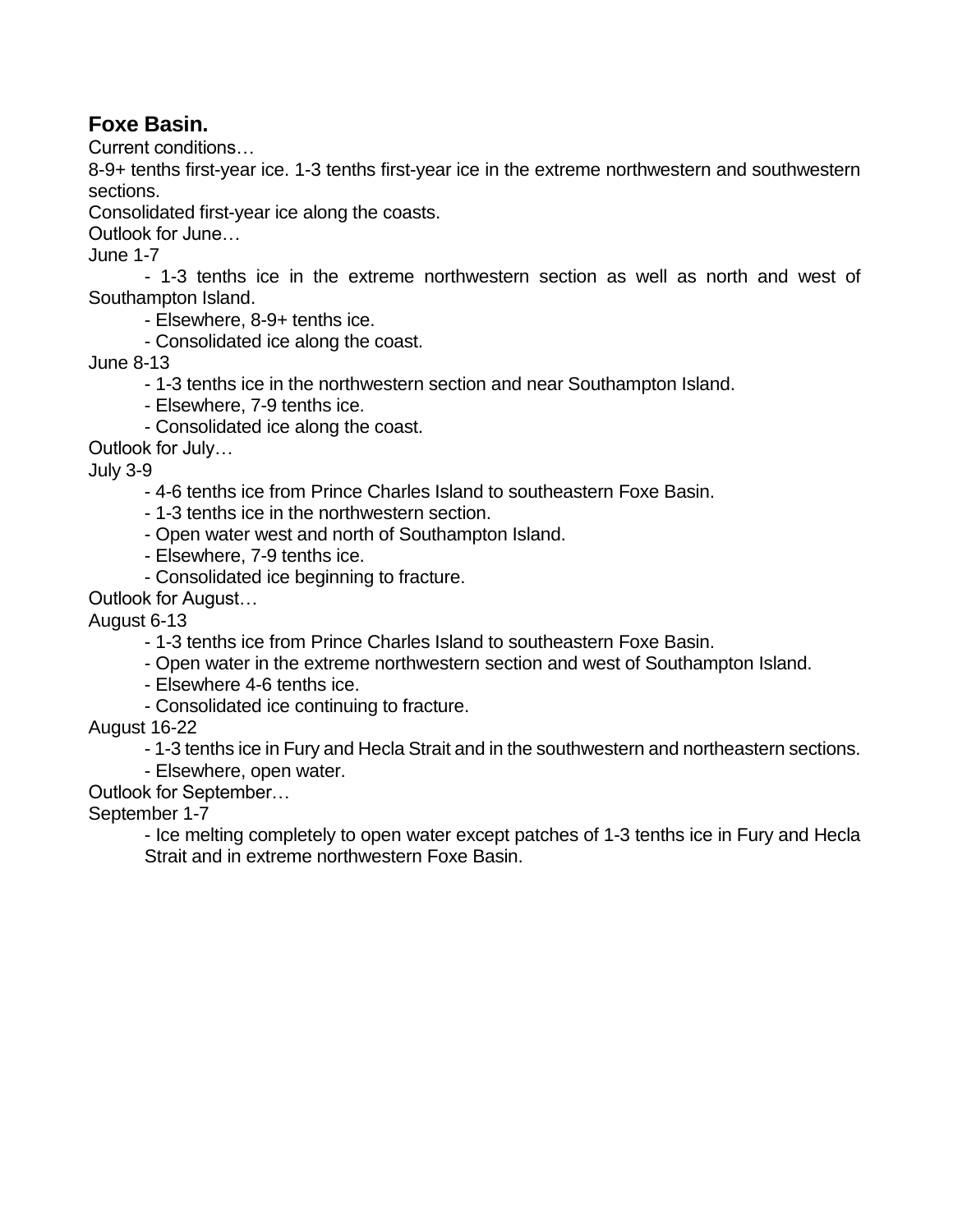## Foxe Basin.

Current conditions…

8-9+ tenths first-year ice. 1-3 tenths first-year ice in the extreme northwestern and southwestern sections.

Consolidated first-year ice along the coasts.

Outlook for June…

June 1-7

- 1-3 tenths ice in the extreme northwestern section as well as north and west of Southampton Island.
- Elsewhere, 8-9+ tenths ice.
- Consolidated ice along the coast.

June 8-13

- 1-3 tenths ice in the northwestern section and near Southampton Island.
- Elsewhere, 7-9 tenths ice.
- Consolidated ice along the coast.

Outlook for July…

July 3-9

- 4-6 tenths ice from Prince Charles Island to southeastern Foxe Basin.
- 1-3 tenths ice in the northwestern section.
- Open water west and north of Southampton Island.
- Elsewhere, 7-9 tenths ice.
- Consolidated ice beginning to fracture.

Outlook for August…

August 6-13

- 1-3 tenths ice from Prince Charles Island to southeastern Foxe Basin.
- Open water in the extreme northwestern section and west of Southampton Island.
- Elsewhere 4-6 tenths ice.
- Consolidated ice continuing to fracture.

August 16-22

- 1-3 tenths ice in Fury and Hecla Strait and in the southwestern and northeastern sections.
- Elsewhere, open water.

Outlook for September…

September 1-7

- Ice melting completely to open water except patches of 1-3 tenths ice in Fury and Hecla Strait and in extreme northwestern Foxe Basin.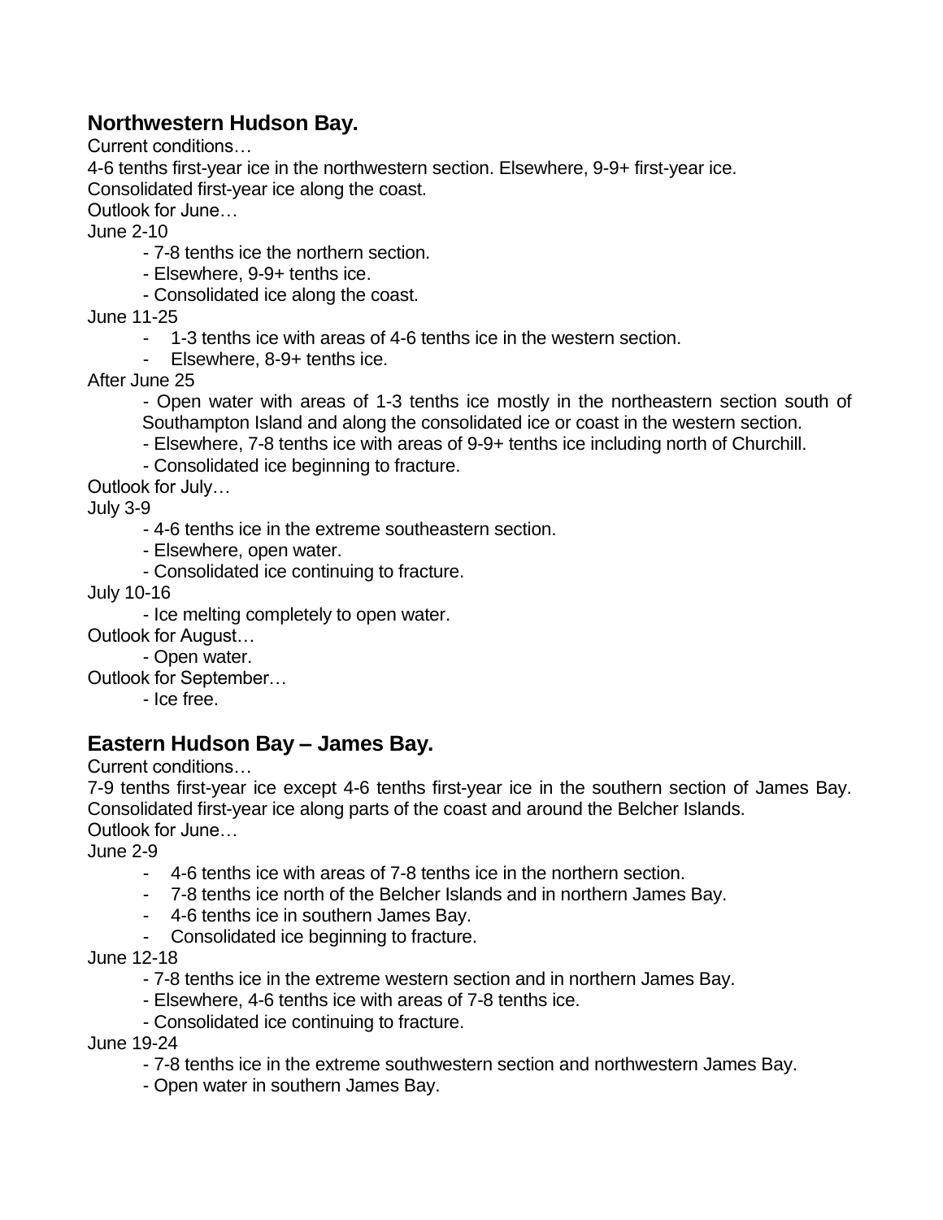## Northwestern Hudson Bay.

Current conditions…

4-6 tenths first-year ice in the northwestern section. Elsewhere, 9-9+ first-year ice.

Consolidated first-year ice along the coast.

Outlook for June…

June 2-10

- 7-8 tenths ice the northern section.
- Elsewhere, 9-9+ tenths ice.
- Consolidated ice along the coast.

June 11-25

- 1-3 tenths ice with areas of 4-6 tenths ice in the western section.
- Elsewhere, 8-9+ tenths ice.

After June 25

- Open water with areas of 1-3 tenths ice mostly in the northeastern section south of Southampton Island and along the consolidated ice or coast in the western section.
- Elsewhere, 7-8 tenths ice with areas of 9-9+ tenths ice including north of Churchill.
- Consolidated ice beginning to fracture.

Outlook for July…

July 3-9

- 4-6 tenths ice in the extreme southeastern section.
- Elsewhere, open water.
- Consolidated ice continuing to fracture.

July 10-16

- Ice melting completely to open water.

Outlook for August…

- Open water.

Outlook for September…

- Ice free.

## Eastern Hudson Bay – James Bay.

Current conditions…

7-9 tenths first-year ice except 4-6 tenths first-year ice in the southern section of James Bay. Consolidated first-year ice along parts of the coast and around the Belcher Islands.

Outlook for June…

June 2-9

- 4-6 tenths ice with areas of 7-8 tenths ice in the northern section.
- 7-8 tenths ice north of the Belcher Islands and in northern James Bay.
- 4-6 tenths ice in southern James Bay.
- Consolidated ice beginning to fracture.

June 12-18

- 7-8 tenths ice in the extreme western section and in northern James Bay.
- Elsewhere, 4-6 tenths ice with areas of 7-8 tenths ice.
- Consolidated ice continuing to fracture.

June 19-24

- 7-8 tenths ice in the extreme southwestern section and northwestern James Bay.
- Open water in southern James Bay.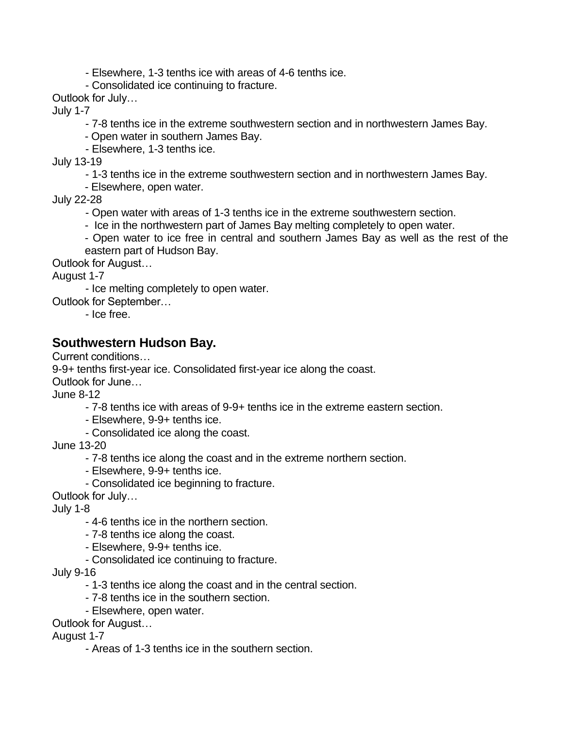- Elsewhere, 1-3 tenths ice with areas of 4-6 tenths ice.
- Consolidated ice continuing to fracture.

Outlook for July…

July 1-7

- 7-8 tenths ice in the extreme southwestern section and in northwestern James Bay.
- Open water in southern James Bay.
- Elsewhere, 1-3 tenths ice.

July 13-19

- 1-3 tenths ice in the extreme southwestern section and in northwestern James Bay.
- Elsewhere, open water.

July 22-28

- Open water with areas of 1-3 tenths ice in the extreme southwestern section.
- Ice in the northwestern part of James Bay melting completely to open water.
- Open water to ice free in central and southern James Bay as well as the rest of the eastern part of Hudson Bay.

Outlook for August…

August 1-7

- Ice melting completely to open water.

Outlook for September…

- Ice free.

## Southwestern Hudson Bay.

Current conditions…

9-9+ tenths first-year ice. Consolidated first-year ice along the coast.

Outlook for June…

June 8-12

- 7-8 tenths ice with areas of 9-9+ tenths ice in the extreme eastern section.
- Elsewhere, 9-9+ tenths ice.
- Consolidated ice along the coast.

June 13-20

- 7-8 tenths ice along the coast and in the extreme northern section.
- Elsewhere, 9-9+ tenths ice.
- Consolidated ice beginning to fracture.

Outlook for July…

July 1-8

- 4-6 tenths ice in the northern section.
- 7-8 tenths ice along the coast.
- Elsewhere, 9-9+ tenths ice.
- Consolidated ice continuing to fracture.

July 9-16

- 1-3 tenths ice along the coast and in the central section.
- 7-8 tenths ice in the southern section.
- Elsewhere, open water.

Outlook for August…

August 1-7

- Areas of 1-3 tenths ice in the southern section.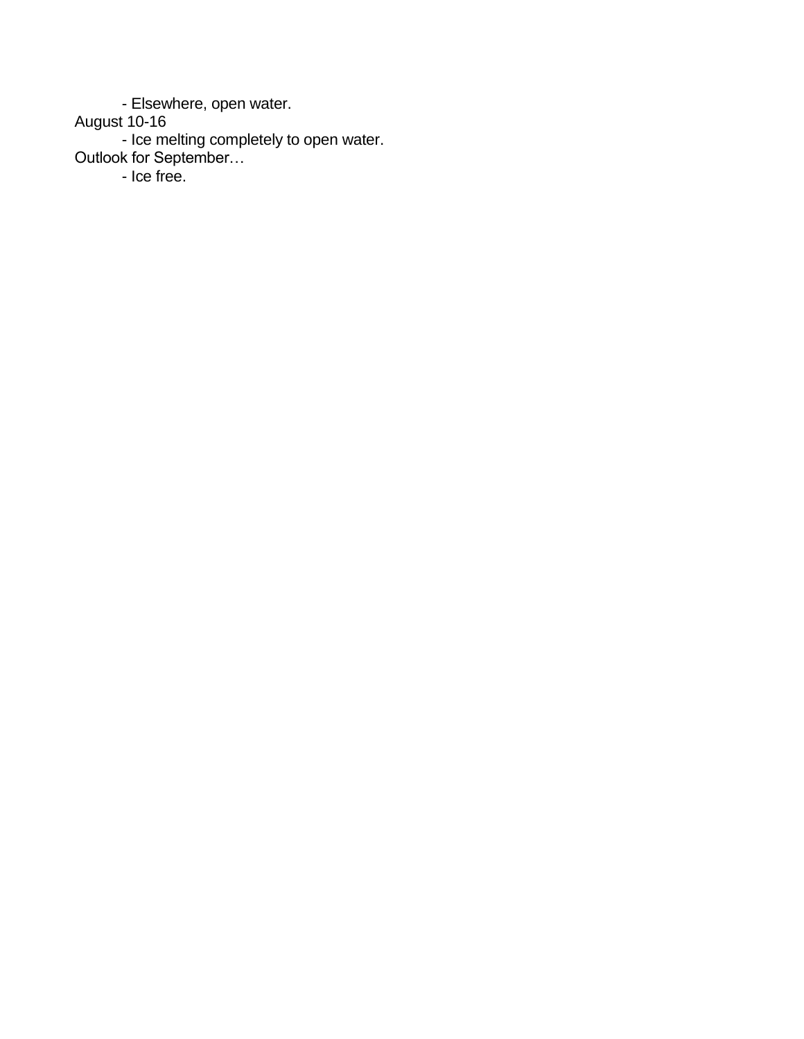- Elsewhere, open water.

August 10-16

- Ice melting completely to open water.

Outlook for September…

- Ice free.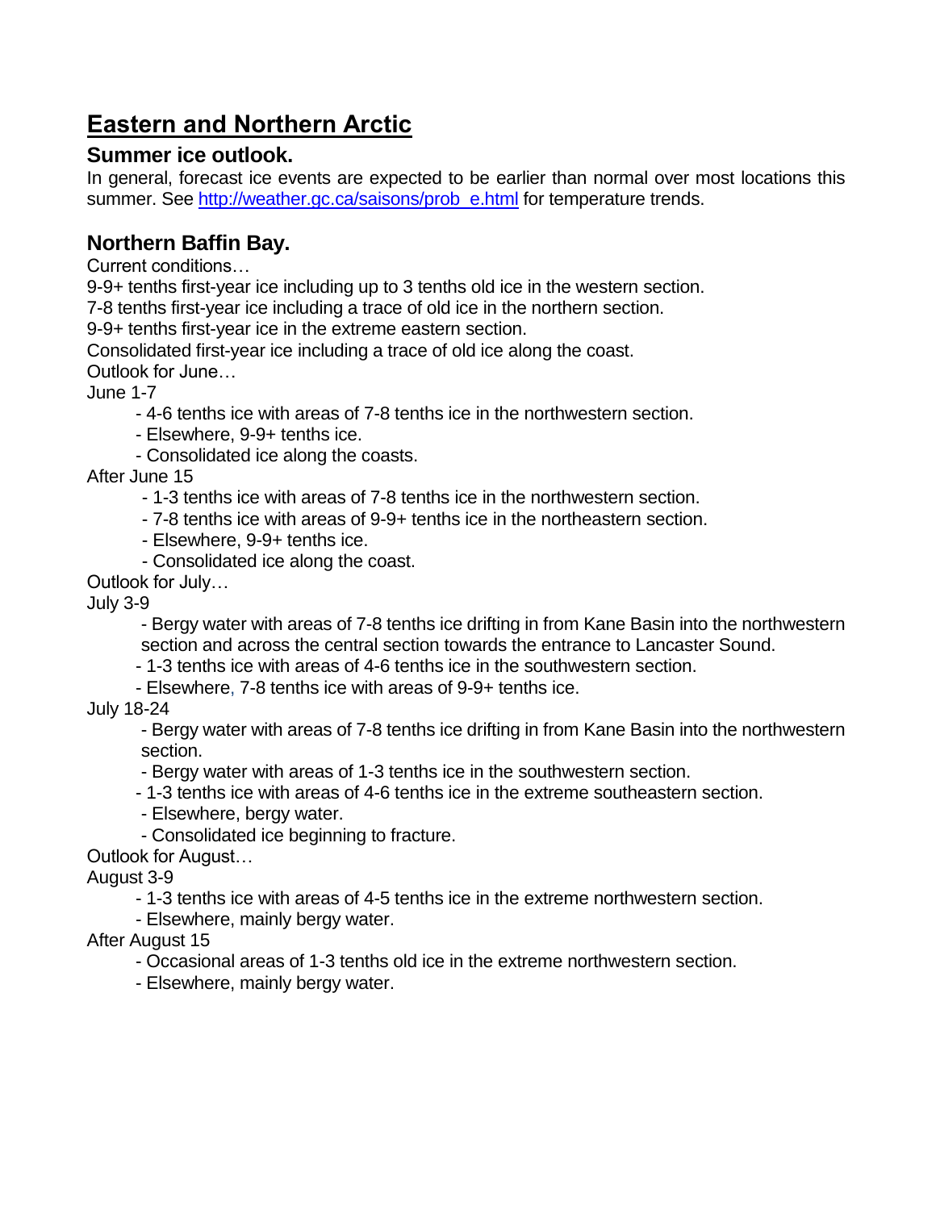# Eastern and Northern Arctic

## Summer ice outlook.

In general, forecast ice events are expected to be earlier than normal over most locations this summer. See [http://weather.gc.ca/saisons/prob_e.html](http://weather.gc.ca/saisons/prob_e.html) for temperature trends.

## Northern Baffin Bay.

Current conditions…

9-9+ tenths first-year ice including up to 3 tenths old ice in the western section.

7-8 tenths first-year ice including a trace of old ice in the northern section.

9-9+ tenths first-year ice in the extreme eastern section.

Consolidated first-year ice including a trace of old ice along the coast.

Outlook for June…

June 1-7

- 4-6 tenths ice with areas of 7-8 tenths ice in the northwestern section.
- Elsewhere, 9-9+ tenths ice.
- Consolidated ice along the coasts.

After June 15

- 1-3 tenths ice with areas of 7-8 tenths ice in the northwestern section.
- 7-8 tenths ice with areas of 9-9+ tenths ice in the northeastern section.
- Elsewhere, 9-9+ tenths ice.
- Consolidated ice along the coast.

Outlook for July…

July 3-9

- Bergy water with areas of 7-8 tenths ice drifting in from Kane Basin into the northwestern section and across the central section towards the entrance to Lancaster Sound.
- 1-3 tenths ice with areas of 4-6 tenths ice in the southwestern section.
- Elsewhere, 7-8 tenths ice with areas of 9-9+ tenths ice.

July 18-24

- Bergy water with areas of 7-8 tenths ice drifting in from Kane Basin into the northwestern section.
- Bergy water with areas of 1-3 tenths ice in the southwestern section.
- 1-3 tenths ice with areas of 4-6 tenths ice in the extreme southeastern section.
- Elsewhere, bergy water.
- Consolidated ice beginning to fracture.

Outlook for August…

August 3-9

- 1-3 tenths ice with areas of 4-5 tenths ice in the extreme northwestern section.
- Elsewhere, mainly bergy water.

After August 15

- Occasional areas of 1-3 tenths old ice in the extreme northwestern section.
- Elsewhere, mainly bergy water.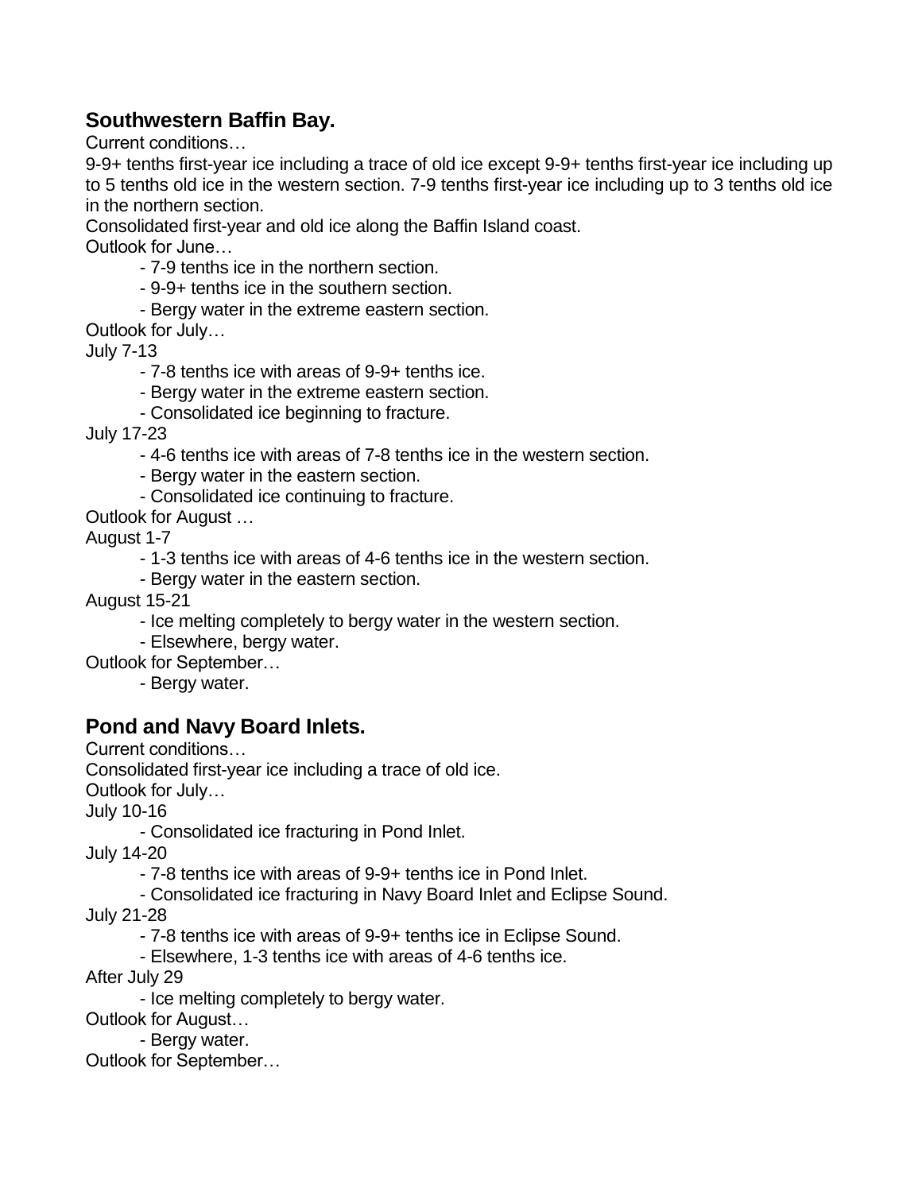## Southwestern Baffin Bay.

Current conditions…

9-9+ tenths first-year ice including a trace of old ice except 9-9+ tenths first-year ice including up to 5 tenths old ice in the western section. 7-9 tenths first-year ice including up to 3 tenths old ice in the northern section.

Consolidated first-year and old ice along the Baffin Island coast.

Outlook for June…

- 7-9 tenths ice in the northern section.
- 9-9+ tenths ice in the southern section.
- Bergy water in the extreme eastern section.

Outlook for July…

July 7-13

- 7-8 tenths ice with areas of 9-9+ tenths ice.
- Bergy water in the extreme eastern section.
- Consolidated ice beginning to fracture.

July 17-23

- 4-6 tenths ice with areas of 7-8 tenths ice in the western section.
- Bergy water in the eastern section.
- Consolidated ice continuing to fracture.

Outlook for August …

August 1-7

- 1-3 tenths ice with areas of 4-6 tenths ice in the western section.
- Bergy water in the eastern section.

August 15-21

- Ice melting completely to bergy water in the western section.
- Elsewhere, bergy water.

Outlook for September…

- Bergy water.

## Pond and Navy Board Inlets.

Current conditions…

Consolidated first-year ice including a trace of old ice.

Outlook for July…

July 10-16

- Consolidated ice fracturing in Pond Inlet.

July 14-20

- 7-8 tenths ice with areas of 9-9+ tenths ice in Pond Inlet.
- Consolidated ice fracturing in Navy Board Inlet and Eclipse Sound.

July 21-28

- 7-8 tenths ice with areas of 9-9+ tenths ice in Eclipse Sound.
- Elsewhere, 1-3 tenths ice with areas of 4-6 tenths ice.

After July 29

- Ice melting completely to bergy water.

Outlook for August…

- Bergy water.

Outlook for September…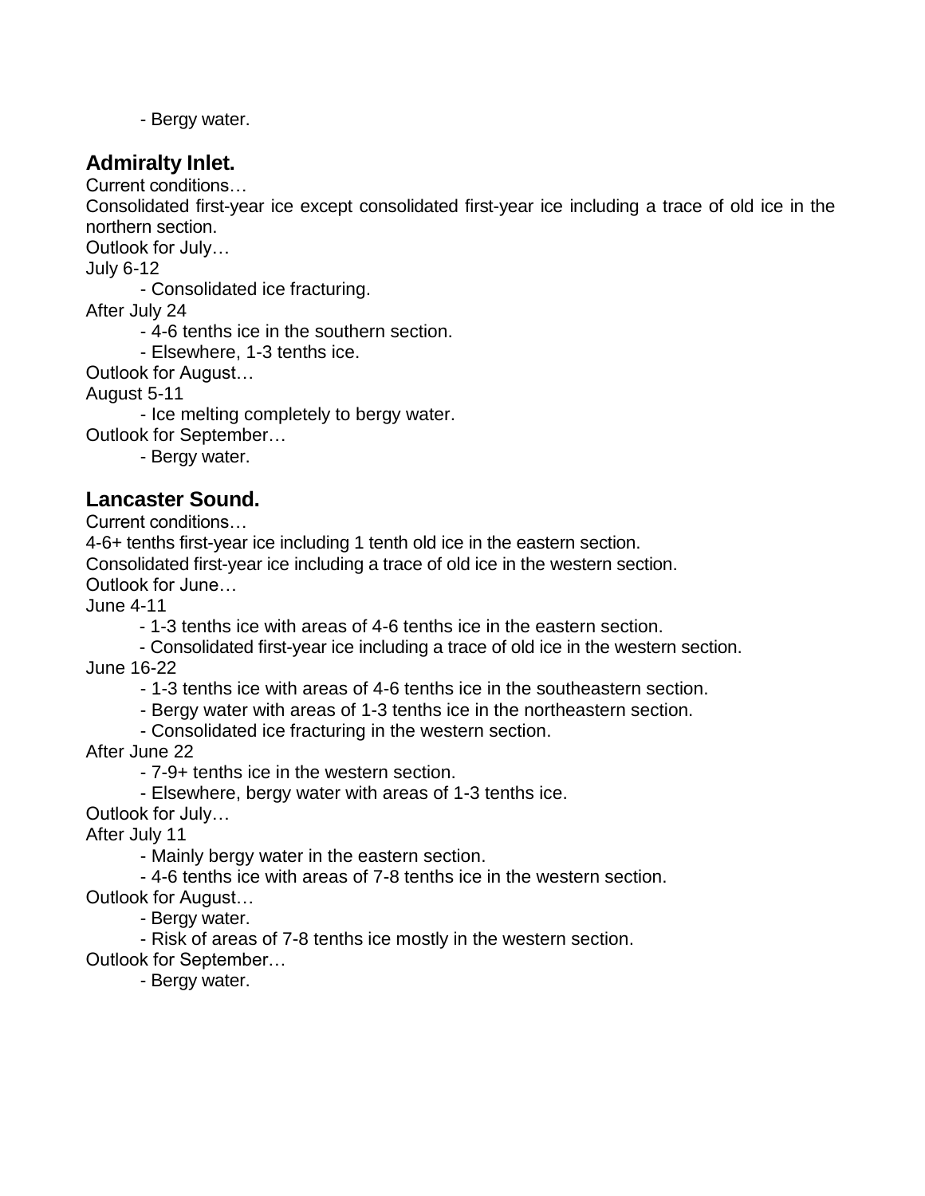- Bergy water.

## Admiralty Inlet.

Current conditions…

Consolidated first-year ice except consolidated first-year ice including a trace of old ice in the northern section.

Outlook for July…

July 6-12

- Consolidated ice fracturing.

After July 24

- 4-6 tenths ice in the southern section.
- Elsewhere, 1-3 tenths ice.

Outlook for August…

August 5-11

- Ice melting completely to bergy water.

Outlook for September…

- Bergy water.

## Lancaster Sound.

Current conditions…

4-6+ tenths first-year ice including 1 tenth old ice in the eastern section.

Consolidated first-year ice including a trace of old ice in the western section.

Outlook for June…

June 4-11

- 1-3 tenths ice with areas of 4-6 tenths ice in the eastern section.
- Consolidated first-year ice including a trace of old ice in the western section.

June 16-22

- 1-3 tenths ice with areas of 4-6 tenths ice in the southeastern section.
- Bergy water with areas of 1-3 tenths ice in the northeastern section.
- Consolidated ice fracturing in the western section.

After June 22

- 7-9+ tenths ice in the western section.
- Elsewhere, bergy water with areas of 1-3 tenths ice.

Outlook for July…

After July 11

- Mainly bergy water in the eastern section.
- 4-6 tenths ice with areas of 7-8 tenths ice in the western section.

Outlook for August…

- Bergy water.
- Risk of areas of 7-8 tenths ice mostly in the western section.

Outlook for September…

- Bergy water.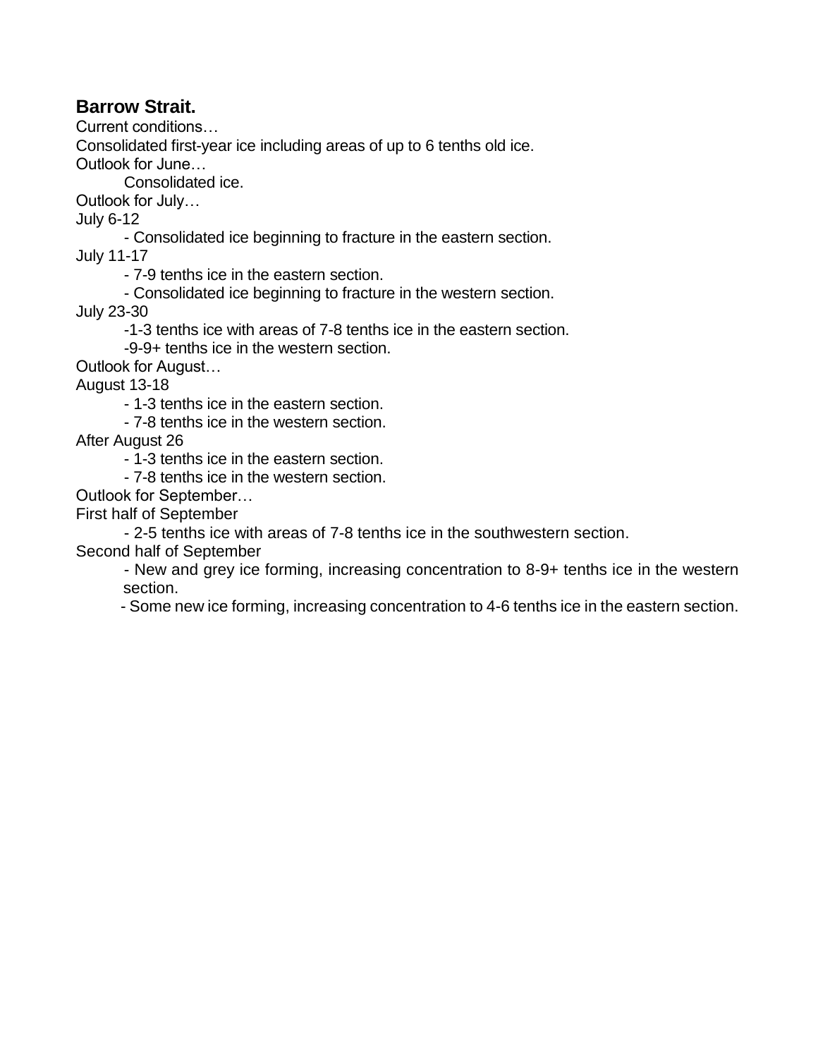## Barrow Strait.

Current conditions…

Consolidated first-year ice including areas of up to 6 tenths old ice.

Outlook for June…

Consolidated ice.

Outlook for July…

July 6-12

- Consolidated ice beginning to fracture in the eastern section.

July 11-17

- 7-9 tenths ice in the eastern section.
- Consolidated ice beginning to fracture in the western section.

July 23-30

- 1-3 tenths ice with areas of 7-8 tenths ice in the eastern section.
- 9-9+ tenths ice in the western section.

Outlook for August…

August 13-18

- 1-3 tenths ice in the eastern section.
- 7-8 tenths ice in the western section.

After August 26

- 1-3 tenths ice in the eastern section.
- 7-8 tenths ice in the western section.

Outlook for September…

First half of September

- 2-5 tenths ice with areas of 7-8 tenths ice in the southwestern section.

Second half of September

- New and grey ice forming, increasing concentration to 8-9+ tenths ice in the western section.
- Some new ice forming, increasing concentration to 4-6 tenths ice in the eastern section.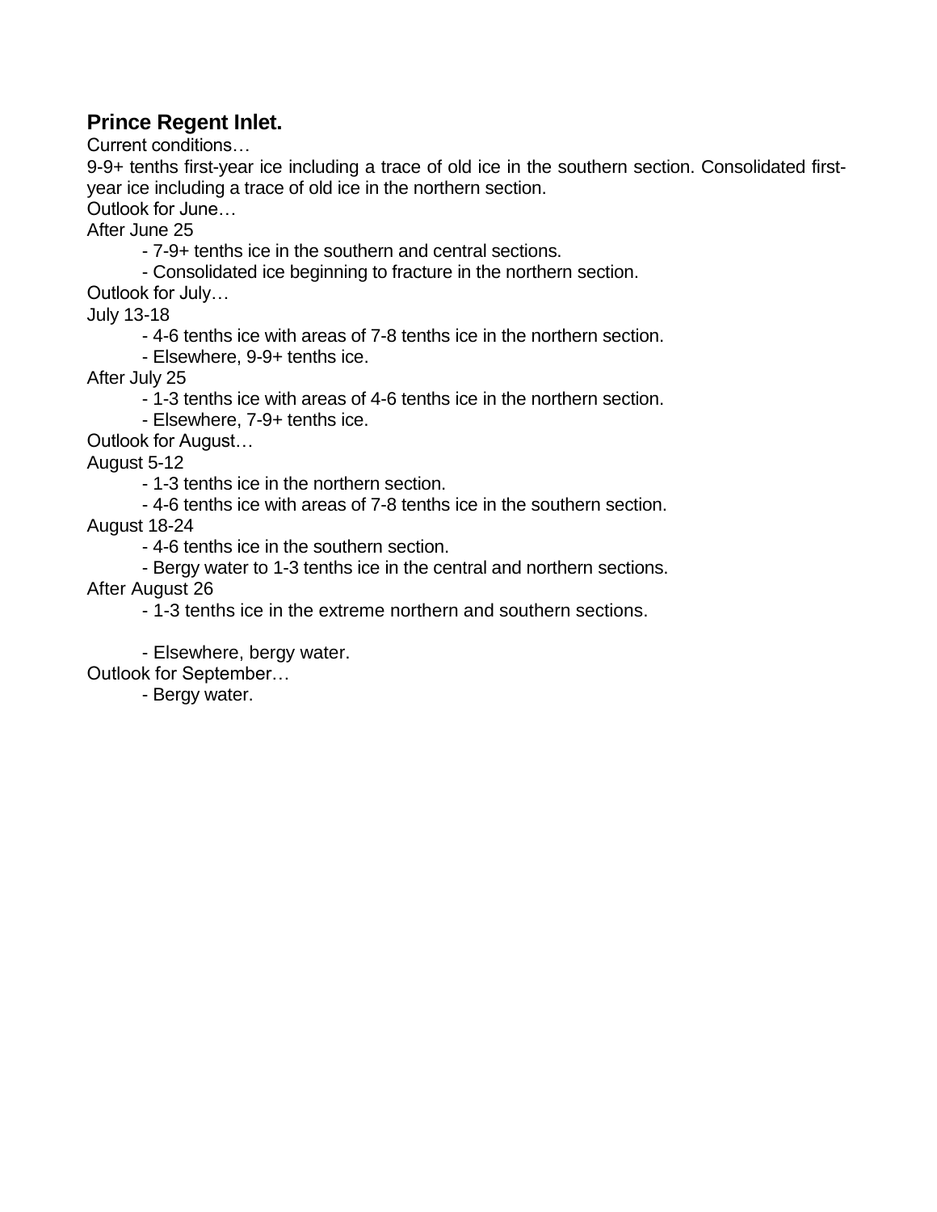## Prince Regent Inlet.

Current conditions…

9-9+ tenths first-year ice including a trace of old ice in the southern section. Consolidated first-year ice including a trace of old ice in the northern section.

Outlook for June…

After June 25

- 7-9+ tenths ice in the southern and central sections.
- Consolidated ice beginning to fracture in the northern section.

Outlook for July…

July 13-18

- 4-6 tenths ice with areas of 7-8 tenths ice in the northern section.
- Elsewhere, 9-9+ tenths ice.

After July 25

- 1-3 tenths ice with areas of 4-6 tenths ice in the northern section.
- Elsewhere, 7-9+ tenths ice.

Outlook for August…

August 5-12

- 1-3 tenths ice in the northern section.
- 4-6 tenths ice with areas of 7-8 tenths ice in the southern section.

August 18-24

- 4-6 tenths ice in the southern section.
- Bergy water to 1-3 tenths ice in the central and northern sections.

After August 26

- 1-3 tenths ice in the extreme northern and southern sections.
- Elsewhere, bergy water.

Outlook for September…

- Bergy water.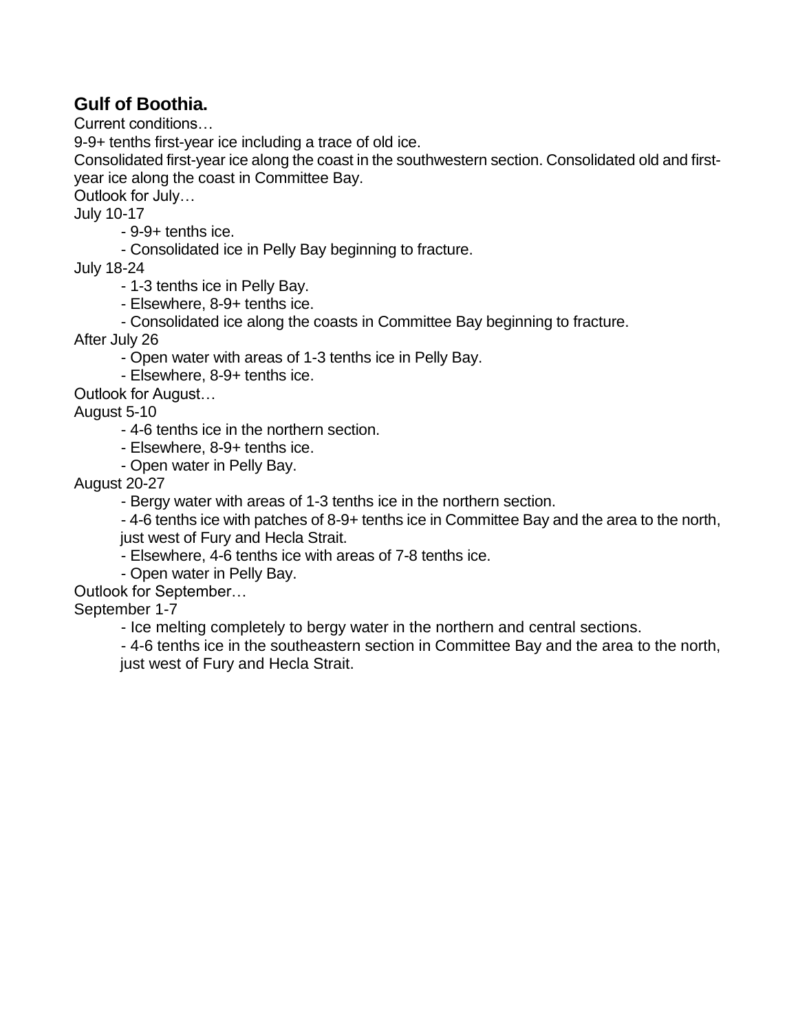### Gulf of Boothia.

Current conditions…

9-9+ tenths first-year ice including a trace of old ice.

Consolidated first-year ice along the coast in the southwestern section. Consolidated old and first-year ice along the coast in Committee Bay.

Outlook for July…

July 10-17

- 9-9+ tenths ice.
- Consolidated ice in Pelly Bay beginning to fracture.

July 18-24

- 1-3 tenths ice in Pelly Bay.
- Elsewhere, 8-9+ tenths ice.
- Consolidated ice along the coasts in Committee Bay beginning to fracture.

After July 26

- Open water with areas of 1-3 tenths ice in Pelly Bay.
- Elsewhere, 8-9+ tenths ice.

Outlook for August…

August 5-10

- 4-6 tenths ice in the northern section.
- Elsewhere, 8-9+ tenths ice.
- Open water in Pelly Bay.

August 20-27

- Bergy water with areas of 1-3 tenths ice in the northern section.
- 4-6 tenths ice with patches of 8-9+ tenths ice in Committee Bay and the area to the north, just west of Fury and Hecla Strait.
- Elsewhere, 4-6 tenths ice with areas of 7-8 tenths ice.
- Open water in Pelly Bay.

Outlook for September…

September 1-7

- Ice melting completely to bergy water in the northern and central sections.
- 4-6 tenths ice in the southeastern section in Committee Bay and the area to the north, just west of Fury and Hecla Strait.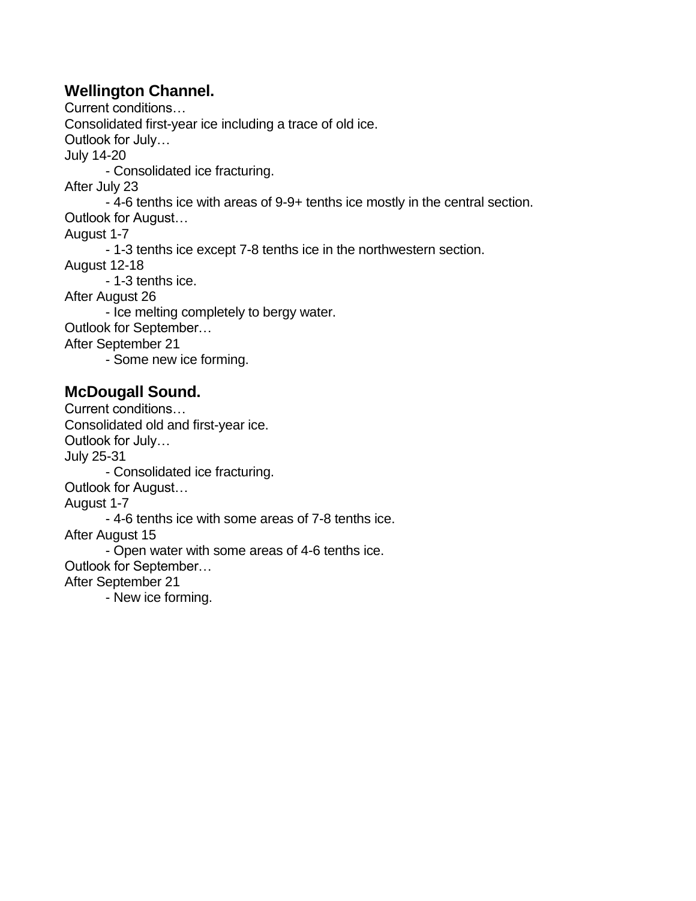## Wellington Channel.

Current conditions…
Consolidated first-year ice including a trace of old ice.
Outlook for July…
July 14-20
- Consolidated ice fracturing.

After July 23
- 4-6 tenths ice with areas of 9-9+ tenths ice mostly in the central section.

Outlook for August…
August 1-7
- 1-3 tenths ice except 7-8 tenths ice in the northwestern section.

August 12-18
- 1-3 tenths ice.

After August 26
- Ice melting completely to bergy water.

Outlook for September…
After September 21
- Some new ice forming.

## McDougall Sound.

Current conditions…
Consolidated old and first-year ice.
Outlook for July…
July 25-31
- Consolidated ice fracturing.

Outlook for August…
August 1-7
- 4-6 tenths ice with some areas of 7-8 tenths ice.

After August 15
- Open water with some areas of 4-6 tenths ice.

Outlook for September…
After September 21
- New ice forming.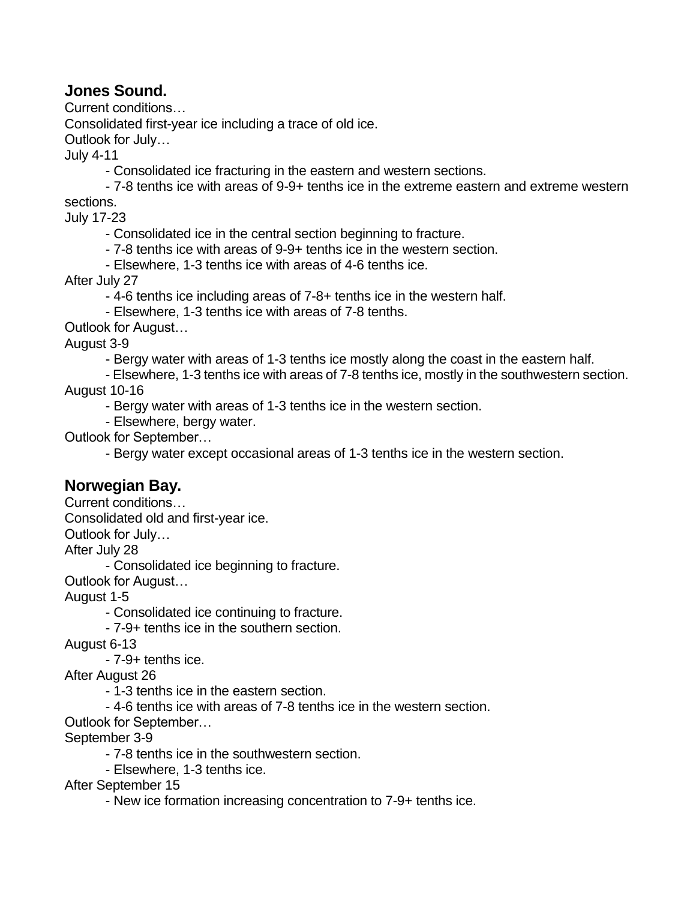## Jones Sound.

Current conditions…

Consolidated first-year ice including a trace of old ice.

Outlook for July…

July 4-11

- Consolidated ice fracturing in the eastern and western sections.
- 7-8 tenths ice with areas of 9-9+ tenths ice in the extreme eastern and extreme western sections.

July 17-23

- Consolidated ice in the central section beginning to fracture.
- 7-8 tenths ice with areas of 9-9+ tenths ice in the western section.
- Elsewhere, 1-3 tenths ice with areas of 4-6 tenths ice.

After July 27

- 4-6 tenths ice including areas of 7-8+ tenths ice in the western half.
- Elsewhere, 1-3 tenths ice with areas of 7-8 tenths.

Outlook for August…

August 3-9

- Bergy water with areas of 1-3 tenths ice mostly along the coast in the eastern half.
- Elsewhere, 1-3 tenths ice with areas of 7-8 tenths ice, mostly in the southwestern section.

August 10-16

- Bergy water with areas of 1-3 tenths ice in the western section.
- Elsewhere, bergy water.

Outlook for September…

- Bergy water except occasional areas of 1-3 tenths ice in the western section.

## Norwegian Bay.

Current conditions…

Consolidated old and first-year ice.

Outlook for July…

After July 28

- Consolidated ice beginning to fracture.

Outlook for August…

August 1-5

- Consolidated ice continuing to fracture.
- 7-9+ tenths ice in the southern section.

August 6-13

- 7-9+ tenths ice.

After August 26

- 1-3 tenths ice in the eastern section.
- 4-6 tenths ice with areas of 7-8 tenths ice in the western section.

Outlook for September…

September 3-9

- 7-8 tenths ice in the southwestern section.
- Elsewhere, 1-3 tenths ice.

After September 15

- New ice formation increasing concentration to 7-9+ tenths ice.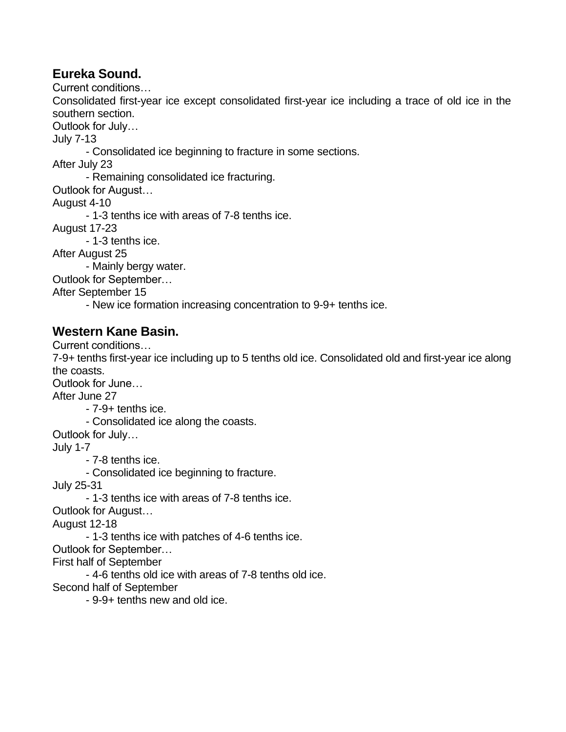## Eureka Sound.

Current conditions…

Consolidated first-year ice except consolidated first-year ice including a trace of old ice in the southern section.

Outlook for July…

July 7-13

- Consolidated ice beginning to fracture in some sections.

After July 23

- Remaining consolidated ice fracturing.

Outlook for August…

August 4-10

- 1-3 tenths ice with areas of 7-8 tenths ice.

August 17-23

- 1-3 tenths ice.

After August 25

- Mainly bergy water.

Outlook for September…

After September 15

- New ice formation increasing concentration to 9-9+ tenths ice.

## Western Kane Basin.

Current conditions…

7-9+ tenths first-year ice including up to 5 tenths old ice. Consolidated old and first-year ice along the coasts.

Outlook for June…

After June 27

- 7-9+ tenths ice.
- Consolidated ice along the coasts.

Outlook for July…

July 1-7

- 7-8 tenths ice.
- Consolidated ice beginning to fracture.

July 25-31

- 1-3 tenths ice with areas of 7-8 tenths ice.

Outlook for August…

August 12-18

- 1-3 tenths ice with patches of 4-6 tenths ice.

Outlook for September…

First half of September

- 4-6 tenths old ice with areas of 7-8 tenths old ice.

Second half of September

- 9-9+ tenths new and old ice.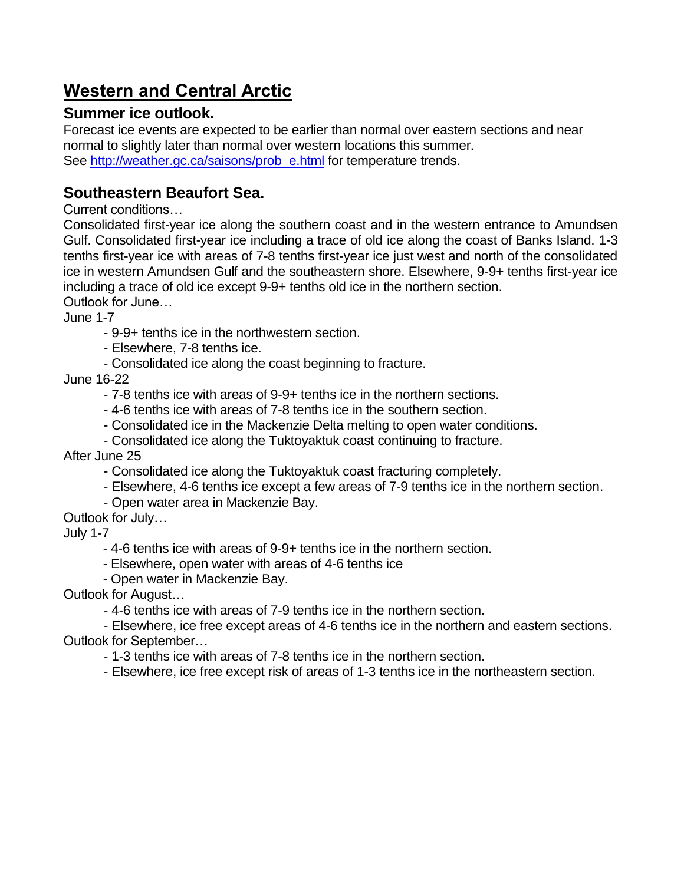# Western and Central Arctic

## Summer ice outlook.

Forecast ice events are expected to be earlier than normal over eastern sections and near normal to slightly later than normal over western locations this summer.
See [http://weather.gc.ca/saisons/prob_e.html](http://weather.gc.ca/saisons/prob_e.html) for temperature trends.

## Southeastern Beaufort Sea.

Current conditions…
Consolidated first-year ice along the southern coast and in the western entrance to Amundsen Gulf. Consolidated first-year ice including a trace of old ice along the coast of Banks Island. 1-3 tenths first-year ice with areas of 7-8 tenths first-year ice just west and north of the consolidated ice in western Amundsen Gulf and the southeastern shore. Elsewhere, 9-9+ tenths first-year ice including a trace of old ice except 9-9+ tenths old ice in the northern section.
Outlook for June…
June 1-7

- 9-9+ tenths ice in the northwestern section.
- Elsewhere, 7-8 tenths ice.
- Consolidated ice along the coast beginning to fracture.

June 16-22

- 7-8 tenths ice with areas of 9-9+ tenths ice in the northern sections.
- 4-6 tenths ice with areas of 7-8 tenths ice in the southern section.
- Consolidated ice in the Mackenzie Delta melting to open water conditions.
- Consolidated ice along the Tuktoyaktuk coast continuing to fracture.

After June 25

- Consolidated ice along the Tuktoyaktuk coast fracturing completely.
- Elsewhere, 4-6 tenths ice except a few areas of 7-9 tenths ice in the northern section.
- Open water area in Mackenzie Bay.

Outlook for July…
July 1-7

- 4-6 tenths ice with areas of 9-9+ tenths ice in the northern section.
- Elsewhere, open water with areas of 4-6 tenths ice
- Open water in Mackenzie Bay.

Outlook for August…

- 4-6 tenths ice with areas of 7-9 tenths ice in the northern section.
- Elsewhere, ice free except areas of 4-6 tenths ice in the northern and eastern sections.

Outlook for September…

- 1-3 tenths ice with areas of 7-8 tenths ice in the northern section.
- Elsewhere, ice free except risk of areas of 1-3 tenths ice in the northeastern section.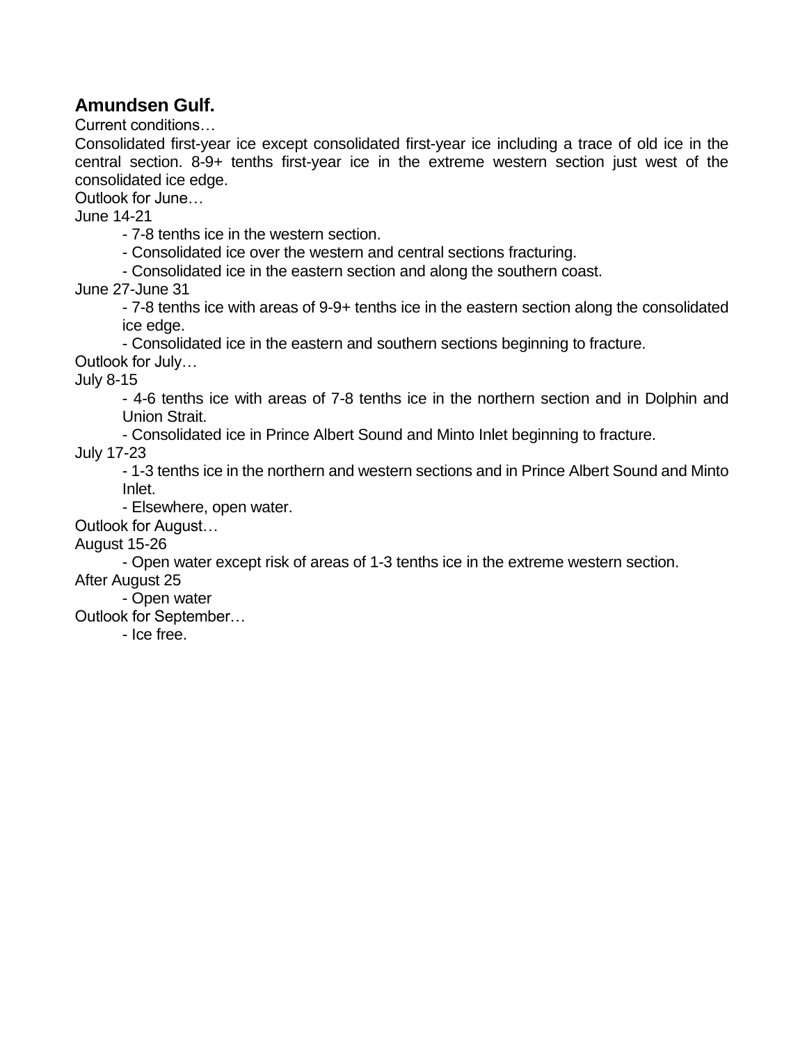## Amundsen Gulf.

Current conditions…

Consolidated first-year ice except consolidated first-year ice including a trace of old ice in the central section. 8-9+ tenths first-year ice in the extreme western section just west of the consolidated ice edge.

Outlook for June…

June 14-21

- 7-8 tenths ice in the western section.
- Consolidated ice over the western and central sections fracturing.
- Consolidated ice in the eastern section and along the southern coast.

June 27-June 31

- 7-8 tenths ice with areas of 9-9+ tenths ice in the eastern section along the consolidated ice edge.
- Consolidated ice in the eastern and southern sections beginning to fracture.

Outlook for July…

July 8-15

- 4-6 tenths ice with areas of 7-8 tenths ice in the northern section and in Dolphin and Union Strait.
- Consolidated ice in Prince Albert Sound and Minto Inlet beginning to fracture.

July 17-23

- 1-3 tenths ice in the northern and western sections and in Prince Albert Sound and Minto Inlet.
- Elsewhere, open water.

Outlook for August…

August 15-26

- Open water except risk of areas of 1-3 tenths ice in the extreme western section.

After August 25

- Open water

Outlook for September…

- Ice free.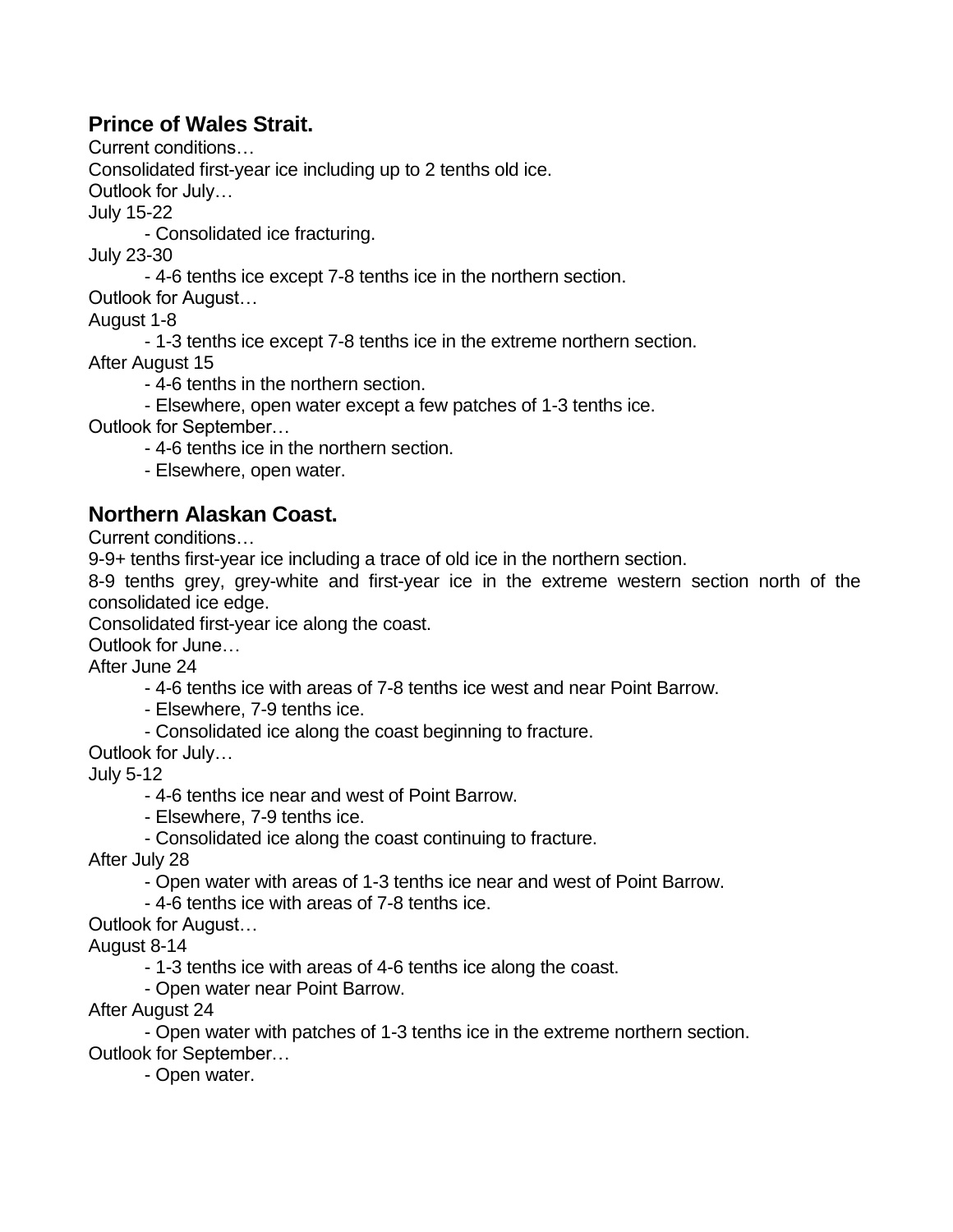## Prince of Wales Strait.

Current conditions…

Consolidated first-year ice including up to 2 tenths old ice.

Outlook for July…

July 15-22

- Consolidated ice fracturing.

July 23-30

- 4-6 tenths ice except 7-8 tenths ice in the northern section.

Outlook for August…

August 1-8

- 1-3 tenths ice except 7-8 tenths ice in the extreme northern section.

After August 15

- 4-6 tenths in the northern section.
- Elsewhere, open water except a few patches of 1-3 tenths ice.

Outlook for September…

- 4-6 tenths ice in the northern section.
- Elsewhere, open water.

## Northern Alaskan Coast.

Current conditions…

9-9+ tenths first-year ice including a trace of old ice in the northern section.

8-9 tenths grey, grey-white and first-year ice in the extreme western section north of the consolidated ice edge.

Consolidated first-year ice along the coast.

Outlook for June…

After June 24

- 4-6 tenths ice with areas of 7-8 tenths ice west and near Point Barrow.
- Elsewhere, 7-9 tenths ice.
- Consolidated ice along the coast beginning to fracture.

Outlook for July…

July 5-12

- 4-6 tenths ice near and west of Point Barrow.
- Elsewhere, 7-9 tenths ice.
- Consolidated ice along the coast continuing to fracture.

After July 28

- Open water with areas of 1-3 tenths ice near and west of Point Barrow.
- 4-6 tenths ice with areas of 7-8 tenths ice.

Outlook for August…

August 8-14

- 1-3 tenths ice with areas of 4-6 tenths ice along the coast.
- Open water near Point Barrow.

After August 24

- Open water with patches of 1-3 tenths ice in the extreme northern section.

Outlook for September…

- Open water.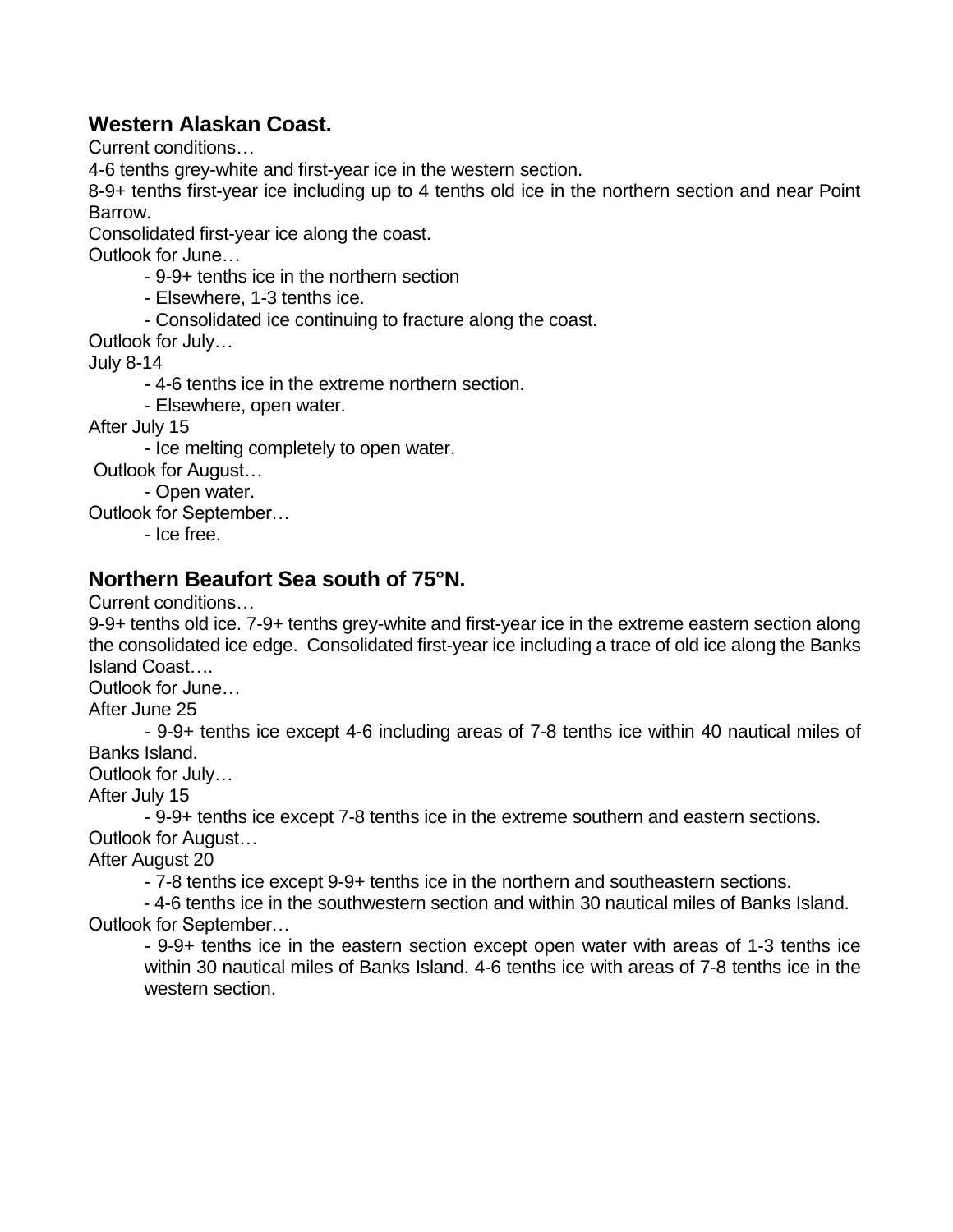## Western Alaskan Coast.

Current conditions…

4-6 tenths grey-white and first-year ice in the western section.

8-9+ tenths first-year ice including up to 4 tenths old ice in the northern section and near Point Barrow.

Consolidated first-year ice along the coast.

Outlook for June…

- 9-9+ tenths ice in the northern section
- Elsewhere, 1-3 tenths ice.
- Consolidated ice continuing to fracture along the coast.

Outlook for July…

July 8-14

- 4-6 tenths ice in the extreme northern section.
- Elsewhere, open water.

After July 15

- Ice melting completely to open water.

Outlook for August…

- Open water.

Outlook for September…

- Ice free.

## Northern Beaufort Sea south of 75°N.

Current conditions…

9-9+ tenths old ice. 7-9+ tenths grey-white and first-year ice in the extreme eastern section along the consolidated ice edge. Consolidated first-year ice including a trace of old ice along the Banks Island Coast….

Outlook for June…

After June 25

- 9-9+ tenths ice except 4-6 including areas of 7-8 tenths ice within 40 nautical miles of Banks Island.

Outlook for July…

After July 15

- 9-9+ tenths ice except 7-8 tenths ice in the extreme southern and eastern sections.

Outlook for August…

After August 20

- 7-8 tenths ice except 9-9+ tenths ice in the northern and southeastern sections.
- 4-6 tenths ice in the southwestern section and within 30 nautical miles of Banks Island.

Outlook for September…

- 9-9+ tenths ice in the eastern section except open water with areas of 1-3 tenths ice within 30 nautical miles of Banks Island. 4-6 tenths ice with areas of 7-8 tenths ice in the western section.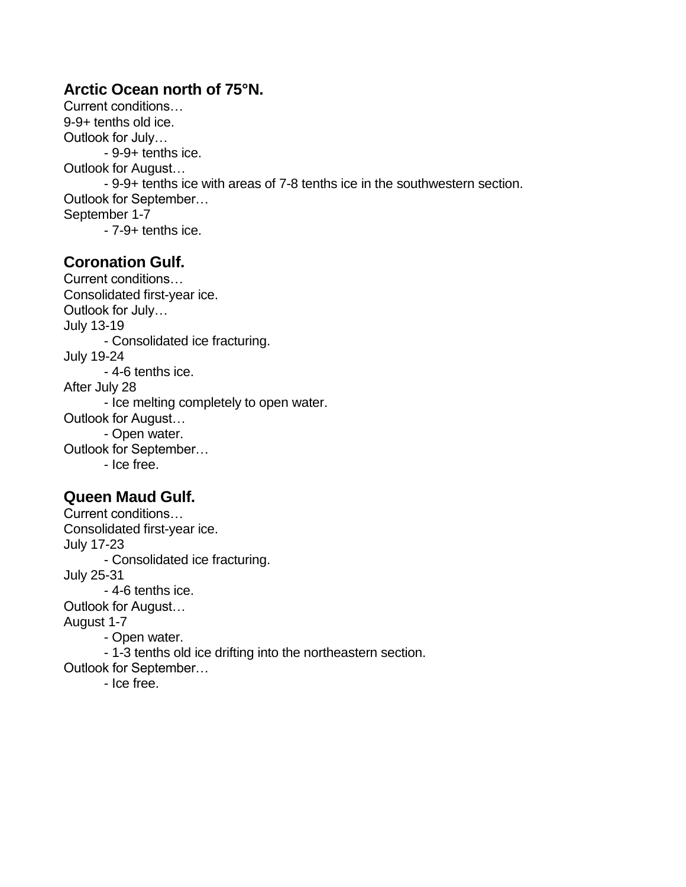## Arctic Ocean north of 75°N.

Current conditions…
9-9+ tenths old ice.
Outlook for July…
- 9-9+ tenths ice.

Outlook for August…
- 9-9+ tenths ice with areas of 7-8 tenths ice in the southwestern section.

Outlook for September…
September 1-7
- 7-9+ tenths ice.

## Coronation Gulf.

Current conditions…
Consolidated first-year ice.
Outlook for July…
July 13-19
- Consolidated ice fracturing.

July 19-24
- 4-6 tenths ice.

After July 28
- Ice melting completely to open water.

Outlook for August…
- Open water.

Outlook for September…
- Ice free.

## Queen Maud Gulf.

Current conditions…
Consolidated first-year ice.
July 17-23
- Consolidated ice fracturing.

July 25-31
- 4-6 tenths ice.

Outlook for August…
August 1-7
- Open water.
- 1-3 tenths old ice drifting into the northeastern section.

Outlook for September…
- Ice free.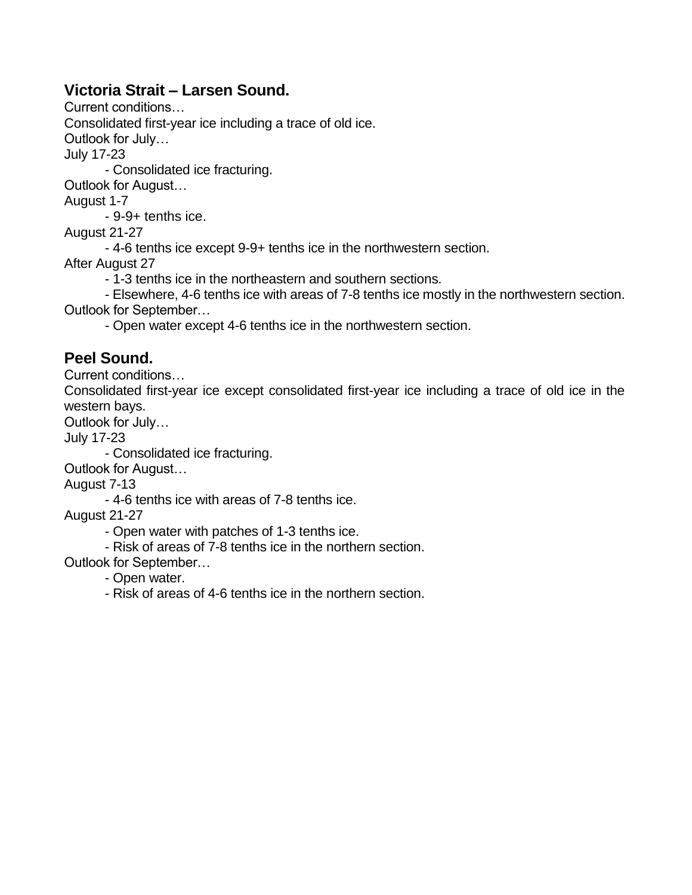### Victoria Strait – Larsen Sound.

Current conditions…

Consolidated first-year ice including a trace of old ice.

Outlook for July…

July 17-23

- Consolidated ice fracturing.

Outlook for August…

August 1-7

- 9-9+ tenths ice.

August 21-27

- 4-6 tenths ice except 9-9+ tenths ice in the northwestern section.

After August 27

- 1-3 tenths ice in the northeastern and southern sections.
- Elsewhere, 4-6 tenths ice with areas of 7-8 tenths ice mostly in the northwestern section.

Outlook for September…

- Open water except 4-6 tenths ice in the northwestern section.

### Peel Sound.

Current conditions…

Consolidated first-year ice except consolidated first-year ice including a trace of old ice in the western bays.

Outlook for July…

July 17-23

- Consolidated ice fracturing.

Outlook for August…

August 7-13

- 4-6 tenths ice with areas of 7-8 tenths ice.

August 21-27

- Open water with patches of 1-3 tenths ice.
- Risk of areas of 7-8 tenths ice in the northern section.

Outlook for September…

- Open water.
- Risk of areas of 4-6 tenths ice in the northern section.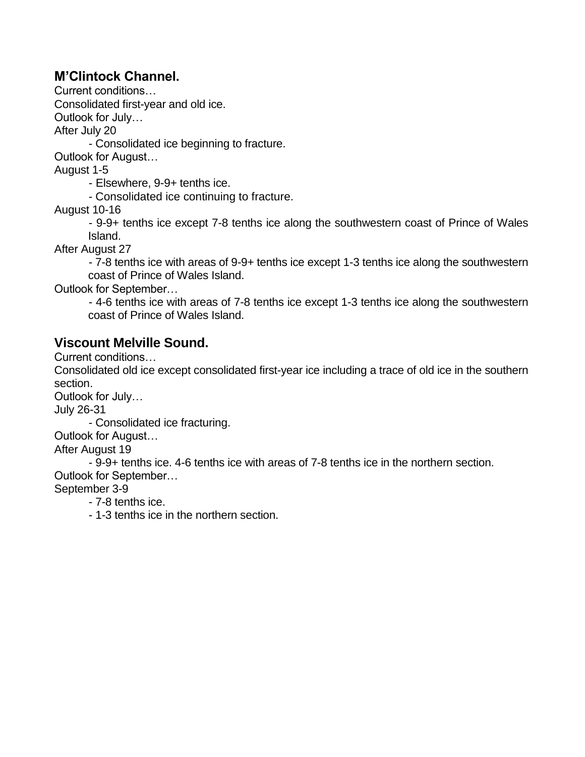## M'Clintock Channel.

Current conditions…

Consolidated first-year and old ice.

Outlook for July…

After July 20

- Consolidated ice beginning to fracture.

Outlook for August…

August 1-5

- Elsewhere, 9-9+ tenths ice.
- Consolidated ice continuing to fracture.

August 10-16

- 9-9+ tenths ice except 7-8 tenths ice along the southwestern coast of Prince of Wales Island.

After August 27

- 7-8 tenths ice with areas of 9-9+ tenths ice except 1-3 tenths ice along the southwestern coast of Prince of Wales Island.

Outlook for September…

- 4-6 tenths ice with areas of 7-8 tenths ice except 1-3 tenths ice along the southwestern coast of Prince of Wales Island.

## Viscount Melville Sound.

Current conditions…

Consolidated old ice except consolidated first-year ice including a trace of old ice in the southern section.

Outlook for July…

July 26-31

- Consolidated ice fracturing.

Outlook for August…

After August 19

- 9-9+ tenths ice. 4-6 tenths ice with areas of 7-8 tenths ice in the northern section.

Outlook for September…

September 3-9

- 7-8 tenths ice.
- 1-3 tenths ice in the northern section.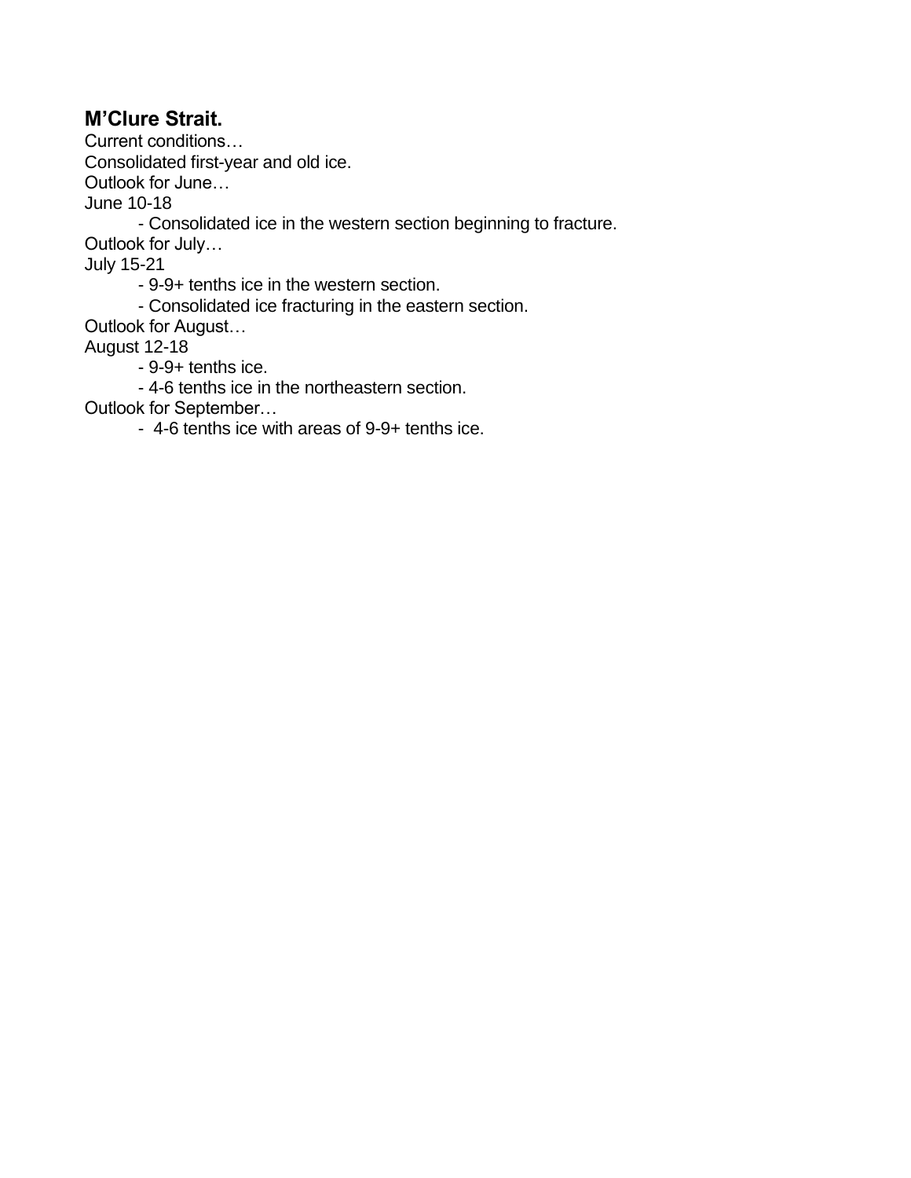## M’Clure Strait.

Current conditions…

Consolidated first-year and old ice.

Outlook for June…

June 10-18

- Consolidated ice in the western section beginning to fracture.

Outlook for July…

July 15-21

- 9-9+ tenths ice in the western section.
- Consolidated ice fracturing in the eastern section.

Outlook for August…

August 12-18

- 9-9+ tenths ice.
- 4-6 tenths ice in the northeastern section.

Outlook for September…

- 4-6 tenths ice with areas of 9-9+ tenths ice.